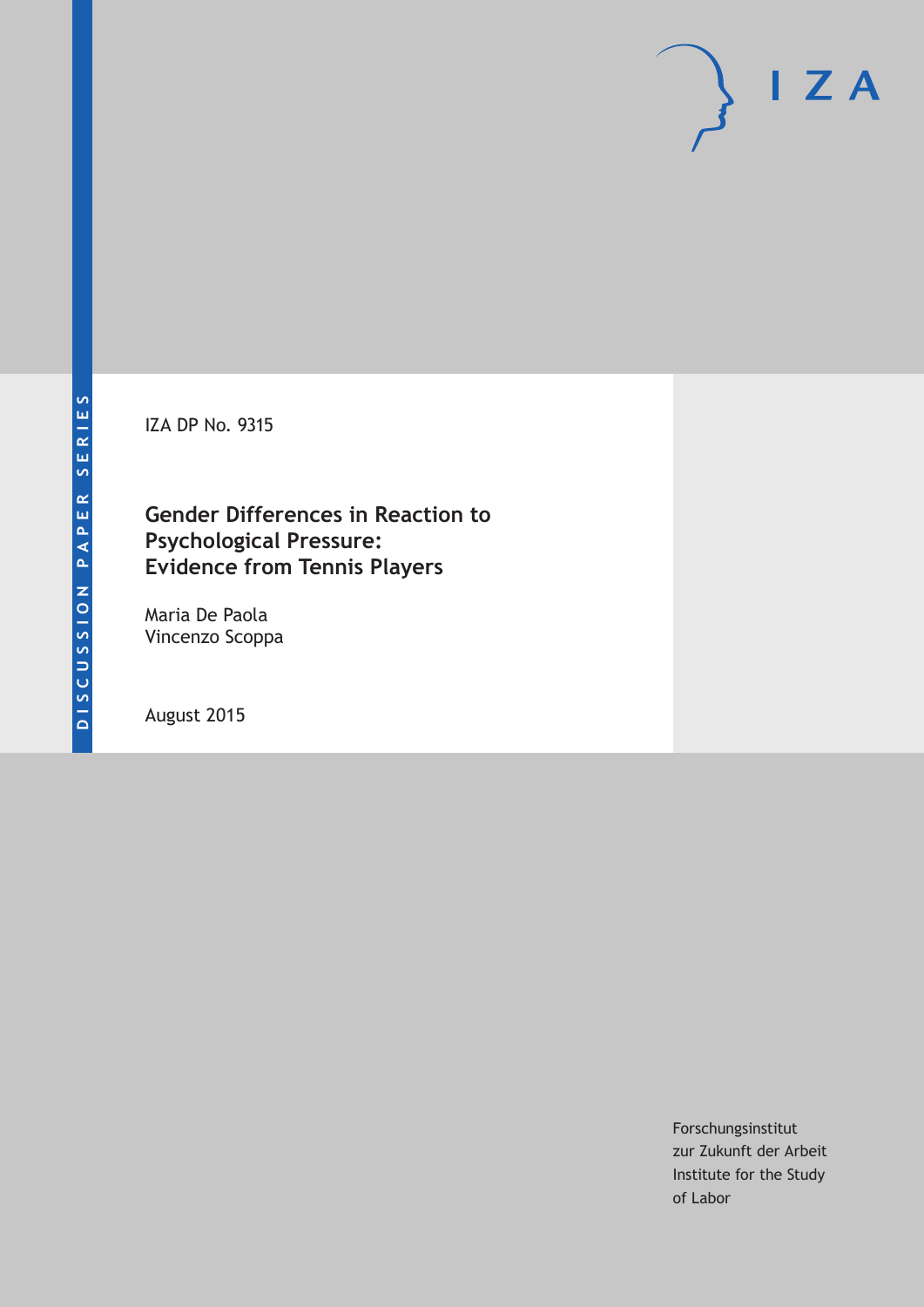IZA

DISCUSSION PAPER SERIES

IZA DP No. 9315

# Gender Differences in Reaction to Psychological Pressure: Evidence from Tennis Players

Maria De Paola
Vincenzo Scoppa

August 2015

Forschungsinstitut
zur Zukunft der Arbeit
Institute for the Study
of Labor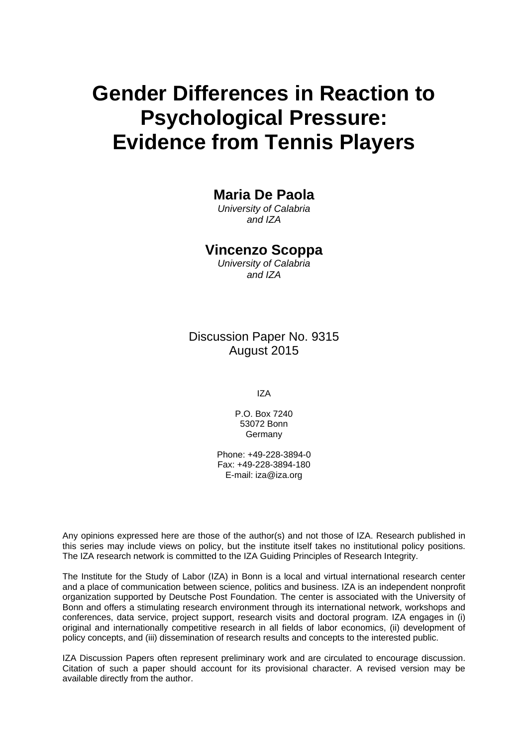# Gender Differences in Reaction to Psychological Pressure: Evidence from Tennis Players

**Maria De Paola**
*University of Calabria and IZA*

**Vincenzo Scoppa**
*University of Calabria and IZA*

Discussion Paper No. 9315
August 2015

IZA

P.O. Box 7240
53072 Bonn
Germany

Phone: +49-228-3894-0
Fax: +49-228-3894-180
E-mail: iza@iza.org

Any opinions expressed here are those of the author(s) and not those of IZA. Research published in this series may include views on policy, but the institute itself takes no institutional policy positions. The IZA research network is committed to the IZA Guiding Principles of Research Integrity.

The Institute for the Study of Labor (IZA) in Bonn is a local and virtual international research center and a place of communication between science, politics and business. IZA is an independent nonprofit organization supported by Deutsche Post Foundation. The center is associated with the University of Bonn and offers a stimulating research environment through its international network, workshops and conferences, data service, project support, research visits and doctoral program. IZA engages in (i) original and internationally competitive research in all fields of labor economics, (ii) development of policy concepts, and (iii) dissemination of research results and concepts to the interested public.

IZA Discussion Papers often represent preliminary work and are circulated to encourage discussion. Citation of such a paper should account for its provisional character. A revised version may be available directly from the author.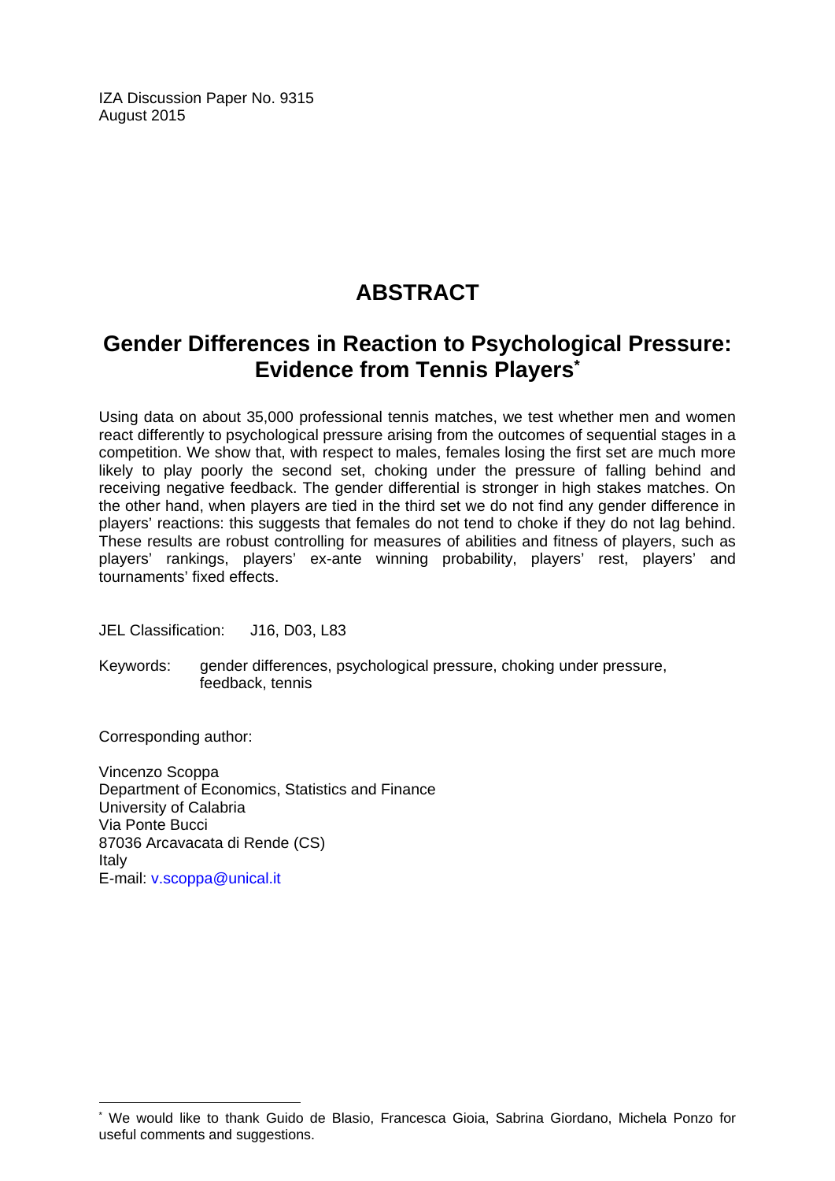IZA Discussion Paper No. 9315
August 2015

# ABSTRACT

## Gender Differences in Reaction to Psychological Pressure: Evidence from Tennis Players[*]

Using data on about 35,000 professional tennis matches, we test whether men and women react differently to psychological pressure arising from the outcomes of sequential stages in a competition. We show that, with respect to males, females losing the first set are much more likely to play poorly the second set, choking under the pressure of falling behind and receiving negative feedback. The gender differential is stronger in high stakes matches. On the other hand, when players are tied in the third set we do not find any gender difference in players' reactions: this suggests that females do not tend to choke if they do not lag behind. These results are robust controlling for measures of abilities and fitness of players, such as players' rankings, players' ex-ante winning probability, players' rest, players' and tournaments' fixed effects.

JEL Classification: J16, D03, L83

Keywords: gender differences, psychological pressure, choking under pressure, feedback, tennis

Corresponding author:

Vincenzo Scoppa
Department of Economics, Statistics and Finance
University of Calabria
Via Ponte Bucci
87036 Arcavacata di Rende (CS)
Italy
E-mail: v.scoppa@unical.it

[*] We would like to thank Guido de Blasio, Francesca Gioia, Sabrina Giordano, Michela Ponzo for useful comments and suggestions.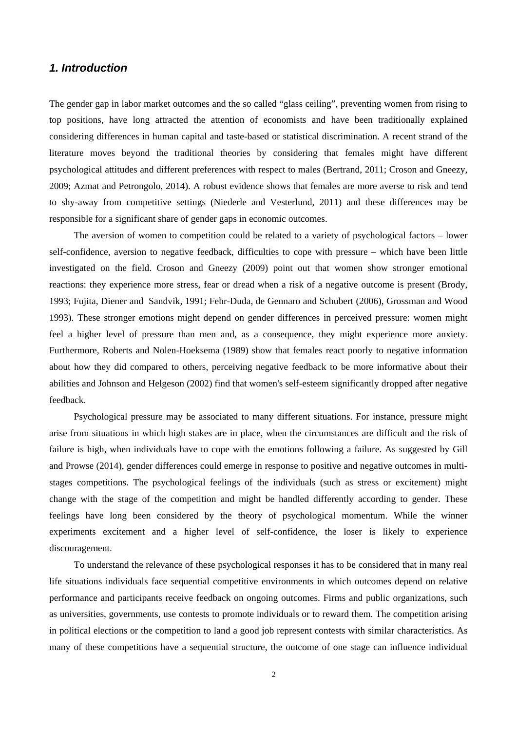## *1. Introduction*

The gender gap in labor market outcomes and the so called "glass ceiling", preventing women from rising to top positions, have long attracted the attention of economists and have been traditionally explained considering differences in human capital and taste-based or statistical discrimination. A recent strand of the literature moves beyond the traditional theories by considering that females might have different psychological attitudes and different preferences with respect to males (Bertrand, 2011; Croson and Gneezy, 2009; Azmat and Petrongolo, 2014). A robust evidence shows that females are more averse to risk and tend to shy-away from competitive settings (Niederle and Vesterlund, 2011) and these differences may be responsible for a significant share of gender gaps in economic outcomes.

The aversion of women to competition could be related to a variety of psychological factors – lower self-confidence, aversion to negative feedback, difficulties to cope with pressure – which have been little investigated on the field. Croson and Gneezy (2009) point out that women show stronger emotional reactions: they experience more stress, fear or dread when a risk of a negative outcome is present (Brody, 1993; Fujita, Diener and Sandvik, 1991; Fehr-Duda, de Gennaro and Schubert (2006), Grossman and Wood 1993). These stronger emotions might depend on gender differences in perceived pressure: women might feel a higher level of pressure than men and, as a consequence, they might experience more anxiety. Furthermore, Roberts and Nolen-Hoeksema (1989) show that females react poorly to negative information about how they did compared to others, perceiving negative feedback to be more informative about their abilities and Johnson and Helgeson (2002) find that women's self-esteem significantly dropped after negative feedback.

Psychological pressure may be associated to many different situations. For instance, pressure might arise from situations in which high stakes are in place, when the circumstances are difficult and the risk of failure is high, when individuals have to cope with the emotions following a failure. As suggested by Gill and Prowse (2014), gender differences could emerge in response to positive and negative outcomes in multi-stages competitions. The psychological feelings of the individuals (such as stress or excitement) might change with the stage of the competition and might be handled differently according to gender. These feelings have long been considered by the theory of psychological momentum. While the winner experiments excitement and a higher level of self-confidence, the loser is likely to experience discouragement.

To understand the relevance of these psychological responses it has to be considered that in many real life situations individuals face sequential competitive environments in which outcomes depend on relative performance and participants receive feedback on ongoing outcomes. Firms and public organizations, such as universities, governments, use contests to promote individuals or to reward them. The competition arising in political elections or the competition to land a good job represent contests with similar characteristics. As many of these competitions have a sequential structure, the outcome of one stage can influence individual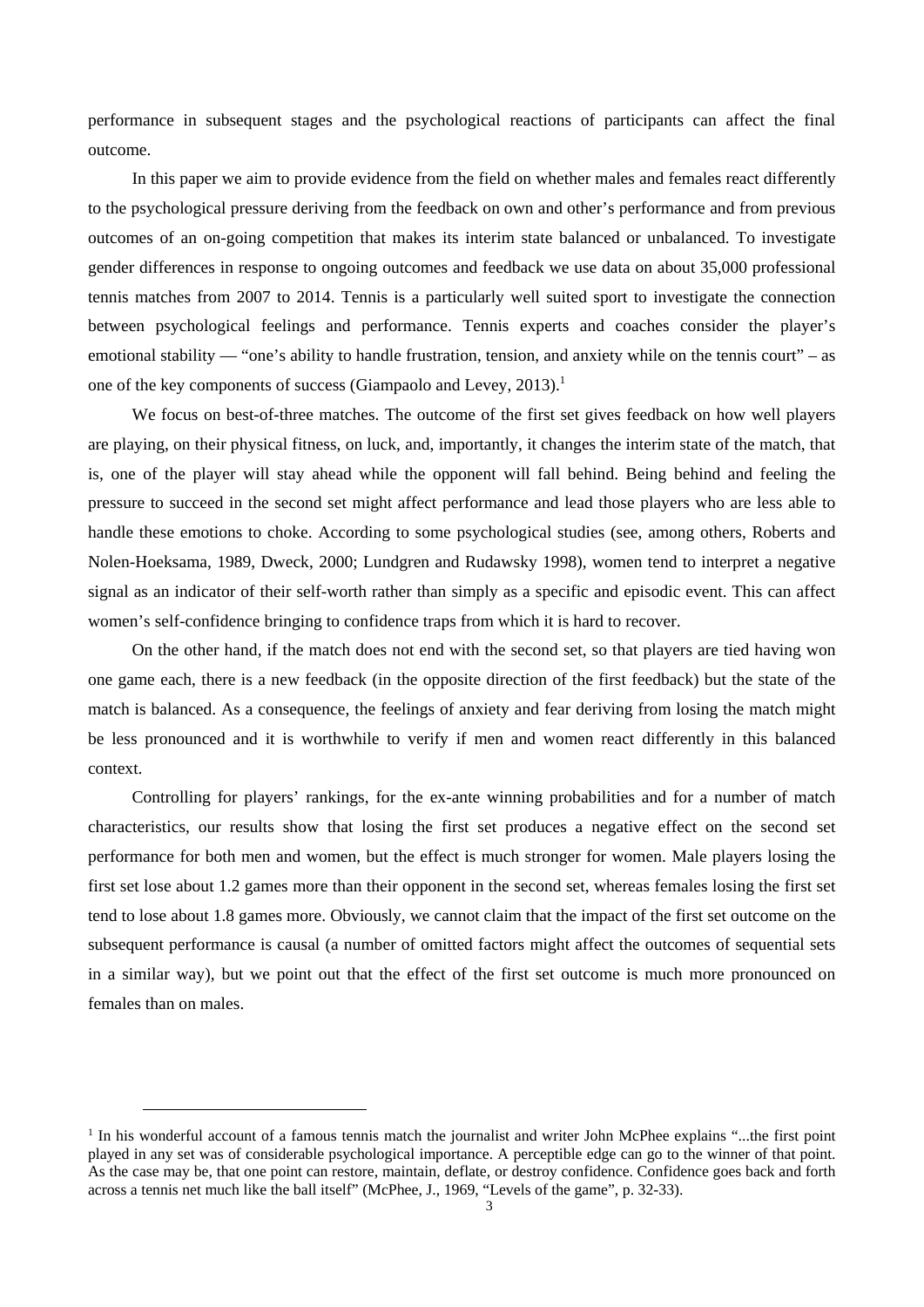performance in subsequent stages and the psychological reactions of participants can affect the final outcome.

In this paper we aim to provide evidence from the field on whether males and females react differently to the psychological pressure deriving from the feedback on own and other's performance and from previous outcomes of an on-going competition that makes its interim state balanced or unbalanced. To investigate gender differences in response to ongoing outcomes and feedback we use data on about 35,000 professional tennis matches from 2007 to 2014. Tennis is a particularly well suited sport to investigate the connection between psychological feelings and performance. Tennis experts and coaches consider the player's emotional stability — "one's ability to handle frustration, tension, and anxiety while on the tennis court" – as one of the key components of success (Giampaolo and Levey, 2013).[1]

We focus on best-of-three matches. The outcome of the first set gives feedback on how well players are playing, on their physical fitness, on luck, and, importantly, it changes the interim state of the match, that is, one of the player will stay ahead while the opponent will fall behind. Being behind and feeling the pressure to succeed in the second set might affect performance and lead those players who are less able to handle these emotions to choke. According to some psychological studies (see, among others, Roberts and Nolen-Hoeksama, 1989, Dweck, 2000; Lundgren and Rudawsky 1998), women tend to interpret a negative signal as an indicator of their self-worth rather than simply as a specific and episodic event. This can affect women's self-confidence bringing to confidence traps from which it is hard to recover.

On the other hand, if the match does not end with the second set, so that players are tied having won one game each, there is a new feedback (in the opposite direction of the first feedback) but the state of the match is balanced. As a consequence, the feelings of anxiety and fear deriving from losing the match might be less pronounced and it is worthwhile to verify if men and women react differently in this balanced context.

Controlling for players' rankings, for the ex-ante winning probabilities and for a number of match characteristics, our results show that losing the first set produces a negative effect on the second set performance for both men and women, but the effect is much stronger for women. Male players losing the first set lose about 1.2 games more than their opponent in the second set, whereas females losing the first set tend to lose about 1.8 games more. Obviously, we cannot claim that the impact of the first set outcome on the subsequent performance is causal (a number of omitted factors might affect the outcomes of sequential sets in a similar way), but we point out that the effect of the first set outcome is much more pronounced on females than on males.

[1] In his wonderful account of a famous tennis match the journalist and writer John McPhee explains "...the first point played in any set was of considerable psychological importance. A perceptible edge can go to the winner of that point. As the case may be, that one point can restore, maintain, deflate, or destroy confidence. Confidence goes back and forth across a tennis net much like the ball itself" (McPhee, J., 1969, "Levels of the game", p. 32-33).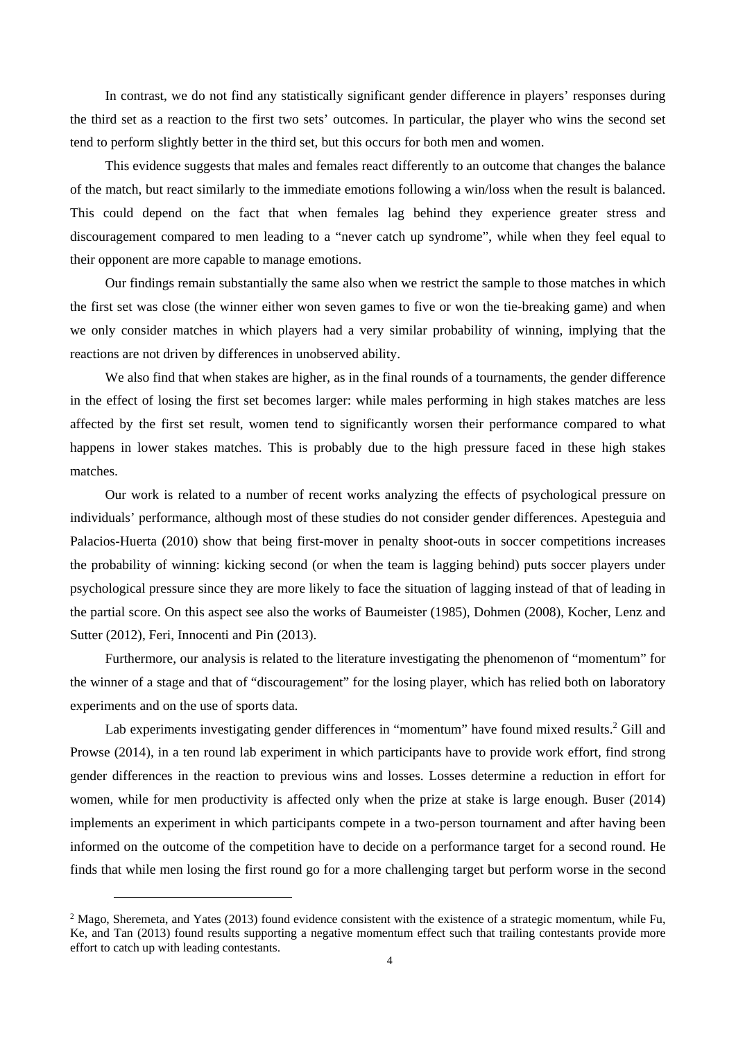In contrast, we do not find any statistically significant gender difference in players' responses during the third set as a reaction to the first two sets' outcomes. In particular, the player who wins the second set tend to perform slightly better in the third set, but this occurs for both men and women.

This evidence suggests that males and females react differently to an outcome that changes the balance of the match, but react similarly to the immediate emotions following a win/loss when the result is balanced. This could depend on the fact that when females lag behind they experience greater stress and discouragement compared to men leading to a "never catch up syndrome", while when they feel equal to their opponent are more capable to manage emotions.

Our findings remain substantially the same also when we restrict the sample to those matches in which the first set was close (the winner either won seven games to five or won the tie-breaking game) and when we only consider matches in which players had a very similar probability of winning, implying that the reactions are not driven by differences in unobserved ability.

We also find that when stakes are higher, as in the final rounds of a tournaments, the gender difference in the effect of losing the first set becomes larger: while males performing in high stakes matches are less affected by the first set result, women tend to significantly worsen their performance compared to what happens in lower stakes matches. This is probably due to the high pressure faced in these high stakes matches.

Our work is related to a number of recent works analyzing the effects of psychological pressure on individuals' performance, although most of these studies do not consider gender differences. Apesteguia and Palacios-Huerta (2010) show that being first-mover in penalty shoot-outs in soccer competitions increases the probability of winning: kicking second (or when the team is lagging behind) puts soccer players under psychological pressure since they are more likely to face the situation of lagging instead of that of leading in the partial score. On this aspect see also the works of Baumeister (1985), Dohmen (2008), Kocher, Lenz and Sutter (2012), Feri, Innocenti and Pin (2013).

Furthermore, our analysis is related to the literature investigating the phenomenon of "momentum" for the winner of a stage and that of "discouragement" for the losing player, which has relied both on laboratory experiments and on the use of sports data.

Lab experiments investigating gender differences in "momentum" have found mixed results.[2] Gill and Prowse (2014), in a ten round lab experiment in which participants have to provide work effort, find strong gender differences in the reaction to previous wins and losses. Losses determine a reduction in effort for women, while for men productivity is affected only when the prize at stake is large enough. Buser (2014) implements an experiment in which participants compete in a two-person tournament and after having been informed on the outcome of the competition have to decide on a performance target for a second round. He finds that while men losing the first round go for a more challenging target but perform worse in the second

---

[2] Mago, Sheremeta, and Yates (2013) found evidence consistent with the existence of a strategic momentum, while Fu, Ke, and Tan (2013) found results supporting a negative momentum effect such that trailing contestants provide more effort to catch up with leading contestants.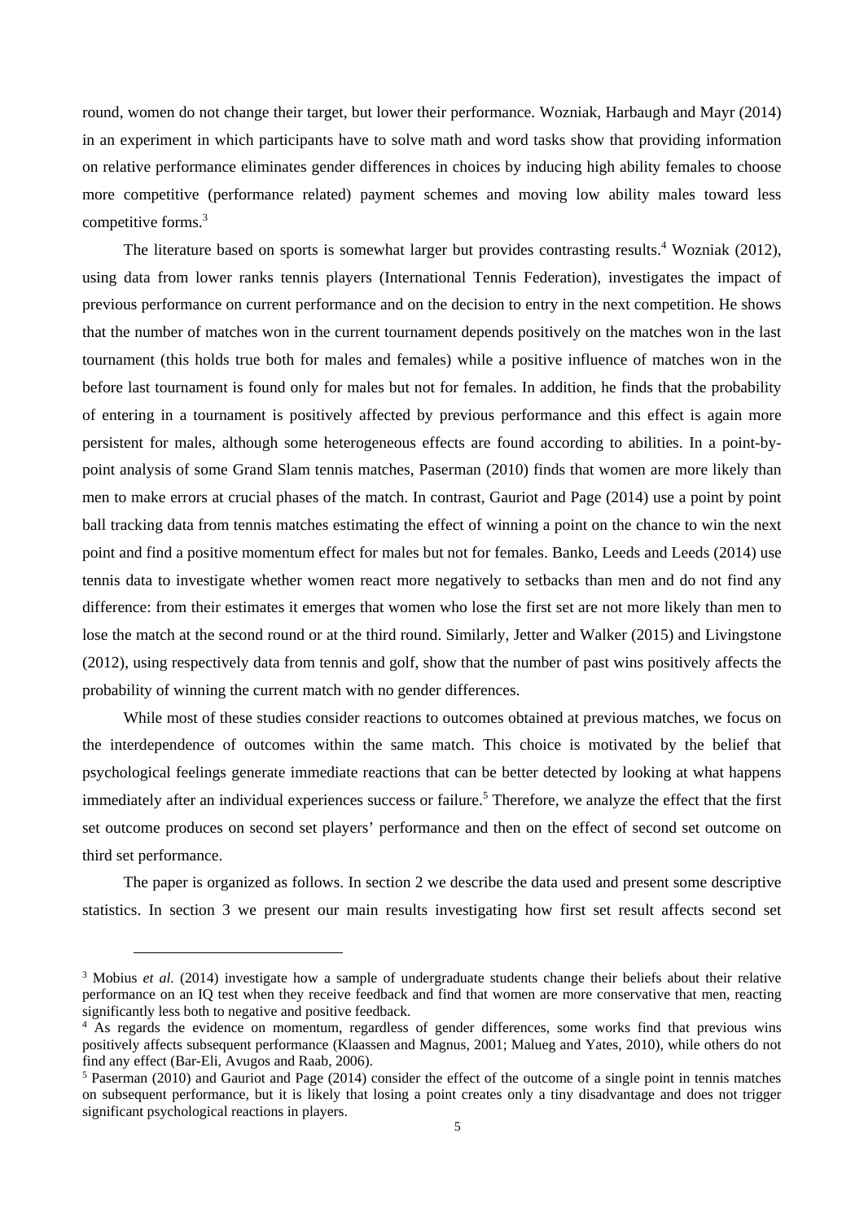round, women do not change their target, but lower their performance. Wozniak, Harbaugh and Mayr (2014) in an experiment in which participants have to solve math and word tasks show that providing information on relative performance eliminates gender differences in choices by inducing high ability females to choose more competitive (performance related) payment schemes and moving low ability males toward less competitive forms.[3]

The literature based on sports is somewhat larger but provides contrasting results.[4] Wozniak (2012), using data from lower ranks tennis players (International Tennis Federation), investigates the impact of previous performance on current performance and on the decision to entry in the next competition. He shows that the number of matches won in the current tournament depends positively on the matches won in the last tournament (this holds true both for males and females) while a positive influence of matches won in the before last tournament is found only for males but not for females. In addition, he finds that the probability of entering in a tournament is positively affected by previous performance and this effect is again more persistent for males, although some heterogeneous effects are found according to abilities. In a point-by-point analysis of some Grand Slam tennis matches, Paserman (2010) finds that women are more likely than men to make errors at crucial phases of the match. In contrast, Gauriot and Page (2014) use a point by point ball tracking data from tennis matches estimating the effect of winning a point on the chance to win the next point and find a positive momentum effect for males but not for females. Banko, Leeds and Leeds (2014) use tennis data to investigate whether women react more negatively to setbacks than men and do not find any difference: from their estimates it emerges that women who lose the first set are not more likely than men to lose the match at the second round or at the third round. Similarly, Jetter and Walker (2015) and Livingstone (2012), using respectively data from tennis and golf, show that the number of past wins positively affects the probability of winning the current match with no gender differences.

While most of these studies consider reactions to outcomes obtained at previous matches, we focus on the interdependence of outcomes within the same match. This choice is motivated by the belief that psychological feelings generate immediate reactions that can be better detected by looking at what happens immediately after an individual experiences success or failure.[5] Therefore, we analyze the effect that the first set outcome produces on second set players' performance and then on the effect of second set outcome on third set performance.

The paper is organized as follows. In section 2 we describe the data used and present some descriptive statistics. In section 3 we present our main results investigating how first set result affects second set

---

[3] Mobius *et al.* (2014) investigate how a sample of undergraduate students change their beliefs about their relative performance on an IQ test when they receive feedback and find that women are more conservative that men, reacting significantly less both to negative and positive feedback.

[4] As regards the evidence on momentum, regardless of gender differences, some works find that previous wins positively affects subsequent performance (Klaassen and Magnus, 2001; Malueg and Yates, 2010), while others do not find any effect (Bar-Eli, Avugos and Raab, 2006).

[5] Paserman (2010) and Gauriot and Page (2014) consider the effect of the outcome of a single point in tennis matches on subsequent performance, but it is likely that losing a point creates only a tiny disadvantage and does not trigger significant psychological reactions in players.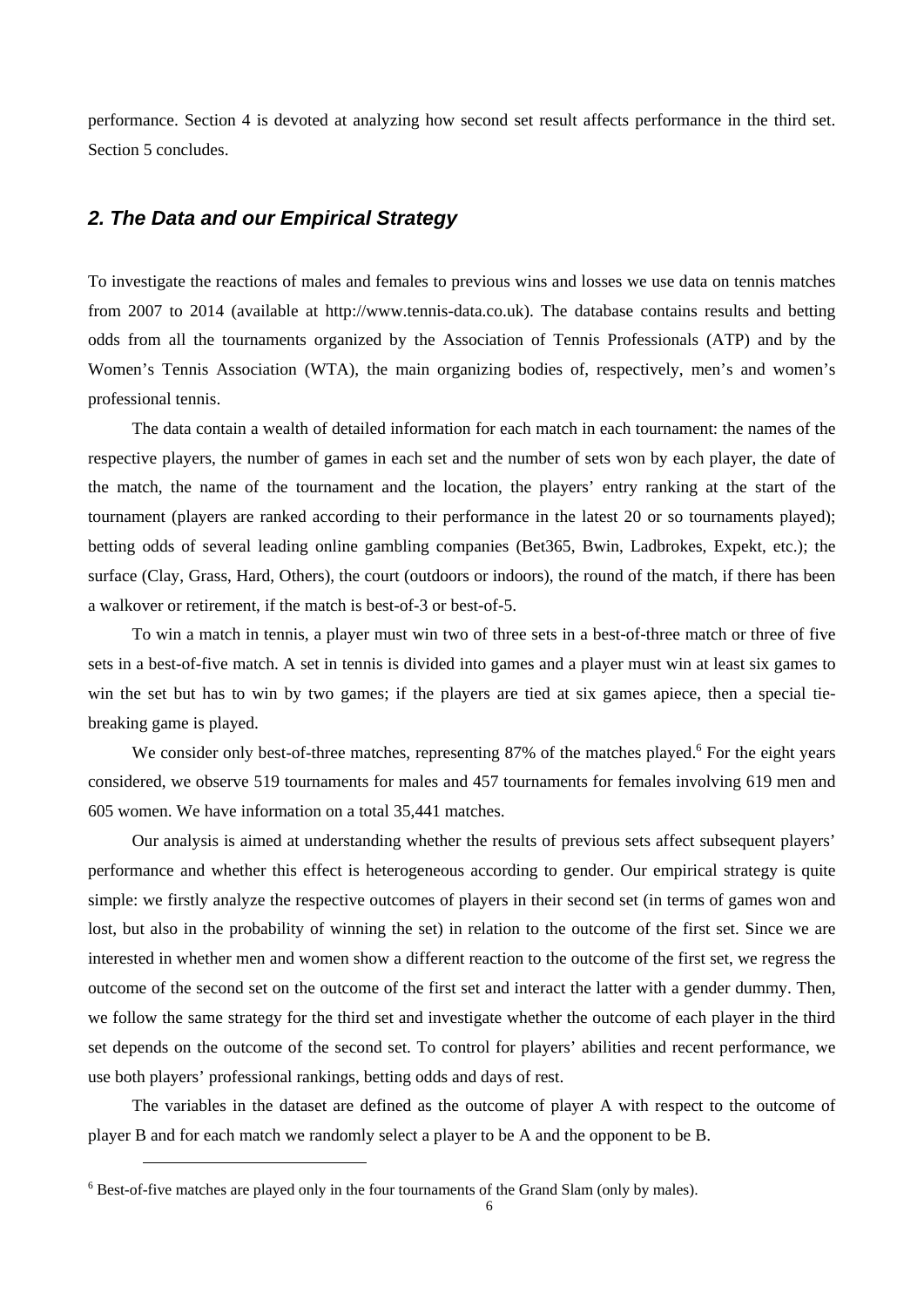performance. Section 4 is devoted at analyzing how second set result affects performance in the third set. Section 5 concludes.

## *2. The Data and our Empirical Strategy*

To investigate the reactions of males and females to previous wins and losses we use data on tennis matches from 2007 to 2014 (available at http://www.tennis-data.co.uk). The database contains results and betting odds from all the tournaments organized by the Association of Tennis Professionals (ATP) and by the Women's Tennis Association (WTA), the main organizing bodies of, respectively, men's and women's professional tennis.

The data contain a wealth of detailed information for each match in each tournament: the names of the respective players, the number of games in each set and the number of sets won by each player, the date of the match, the name of the tournament and the location, the players' entry ranking at the start of the tournament (players are ranked according to their performance in the latest 20 or so tournaments played); betting odds of several leading online gambling companies (Bet365, Bwin, Ladbrokes, Expekt, etc.); the surface (Clay, Grass, Hard, Others), the court (outdoors or indoors), the round of the match, if there has been a walkover or retirement, if the match is best-of-3 or best-of-5.

To win a match in tennis, a player must win two of three sets in a best-of-three match or three of five sets in a best-of-five match. A set in tennis is divided into games and a player must win at least six games to win the set but has to win by two games; if the players are tied at six games apiece, then a special tie-breaking game is played.

We consider only best-of-three matches, representing 87% of the matches played.[6] For the eight years considered, we observe 519 tournaments for males and 457 tournaments for females involving 619 men and 605 women. We have information on a total 35,441 matches.

Our analysis is aimed at understanding whether the results of previous sets affect subsequent players' performance and whether this effect is heterogeneous according to gender. Our empirical strategy is quite simple: we firstly analyze the respective outcomes of players in their second set (in terms of games won and lost, but also in the probability of winning the set) in relation to the outcome of the first set. Since we are interested in whether men and women show a different reaction to the outcome of the first set, we regress the outcome of the second set on the outcome of the first set and interact the latter with a gender dummy. Then, we follow the same strategy for the third set and investigate whether the outcome of each player in the third set depends on the outcome of the second set. To control for players' abilities and recent performance, we use both players' professional rankings, betting odds and days of rest.

The variables in the dataset are defined as the outcome of player A with respect to the outcome of player B and for each match we randomly select a player to be A and the opponent to be B.

[6] Best-of-five matches are played only in the four tournaments of the Grand Slam (only by males).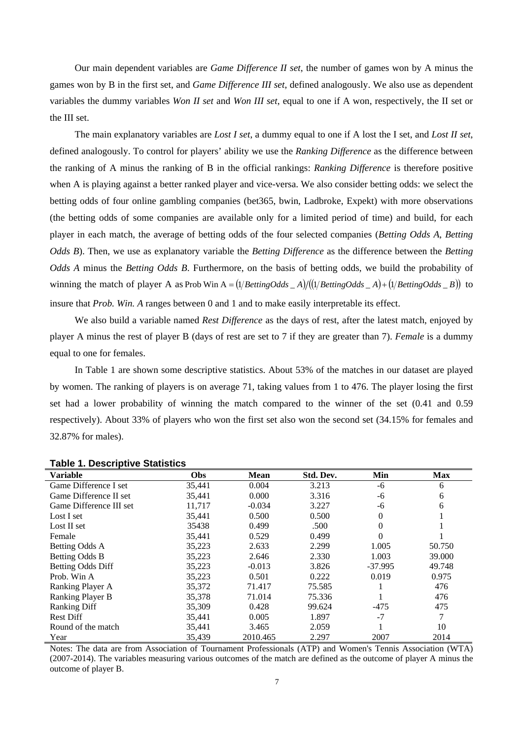Our main dependent variables are *Game Difference II set*, the number of games won by A minus the games won by B in the first set, and *Game Difference III set*, defined analogously. We also use as dependent variables the dummy variables *Won II set* and *Won III set*, equal to one if A won, respectively, the II set or the III set.

The main explanatory variables are *Lost I set*, a dummy equal to one if A lost the I set, and *Lost II set*, defined analogously. To control for players' ability we use the *Ranking Difference* as the difference between the ranking of A minus the ranking of B in the official rankings: *Ranking Difference* is therefore positive when A is playing against a better ranked player and vice-versa. We also consider betting odds: we select the betting odds of four online gambling companies (bet365, bwin, Ladbroke, Expekt) with more observations (the betting odds of some companies are available only for a limited period of time) and build, for each player in each match, the average of betting odds of the four selected companies (*Betting Odds A*, *Betting Odds B*). Then, we use as explanatory variable the *Betting Difference* as the difference between the *Betting Odds A* minus the *Betting Odds B*. Furthermore, on the basis of betting odds, we build the probability of winning the match of player A as $\text{Prob Win A} = (1/BettingOdds\_A)/((1/BettingOdds\_A)+(1/BettingOdds\_B))$ to insure that *Prob. Win. A* ranges between 0 and 1 and to make easily interpretable its effect.

We also build a variable named *Rest Difference* as the days of rest, after the latest match, enjoyed by player A minus the rest of player B (days of rest are set to 7 if they are greater than 7). *Female* is a dummy equal to one for females.

In Table 1 are shown some descriptive statistics. About 53% of the matches in our dataset are played by women. The ranking of players is on average 71, taking values from 1 to 476. The player losing the first set had a lower probability of winning the match compared to the winner of the set (0.41 and 0.59 respectively). About 33% of players who won the first set also won the second set (34.15% for females and 32.87% for males).

**Table 1. Descriptive Statistics**

| Variable | Obs | Mean | Std. Dev. | Min | Max |
|---|---|---|---|---|---|
| Game Difference I set | 35,441 | 0.004 | 3.213 | -6 | 6 |
| Game Difference II set | 35,441 | 0.000 | 3.316 | -6 | 6 |
| Game Difference III set | 11,717 | -0.034 | 3.227 | -6 | 6 |
| Lost I set | 35,441 | 0.500 | 0.500 | 0 | 1 |
| Lost II set | 35438 | 0.499 | .500 | 0 | 1 |
| Female | 35,441 | 0.529 | 0.499 | 0 | 1 |
| Betting Odds A | 35,223 | 2.633 | 2.299 | 1.005 | 50.750 |
| Betting Odds B | 35,223 | 2.646 | 2.330 | 1.003 | 39.000 |
| Betting Odds Diff | 35,223 | -0.013 | 3.826 | -37.995 | 49.748 |
| Prob. Win A | 35,223 | 0.501 | 0.222 | 0.019 | 0.975 |
| Ranking Player A | 35,372 | 71.417 | 75.585 | 1 | 476 |
| Ranking Player B | 35,378 | 71.014 | 75.336 | 1 | 476 |
| Ranking Diff | 35,309 | 0.428 | 99.624 | -475 | 475 |
| Rest Diff | 35,441 | 0.005 | 1.897 | -7 | 7 |
| Round of the match | 35,441 | 3.465 | 2.059 | 1 | 10 |
| Year | 35,439 | 2010.465 | 2.297 | 2007 | 2014 |

Notes: The data are from Association of Tournament Professionals (ATP) and Women's Tennis Association (WTA) (2007-2014). The variables measuring various outcomes of the match are defined as the outcome of player A minus the outcome of player B.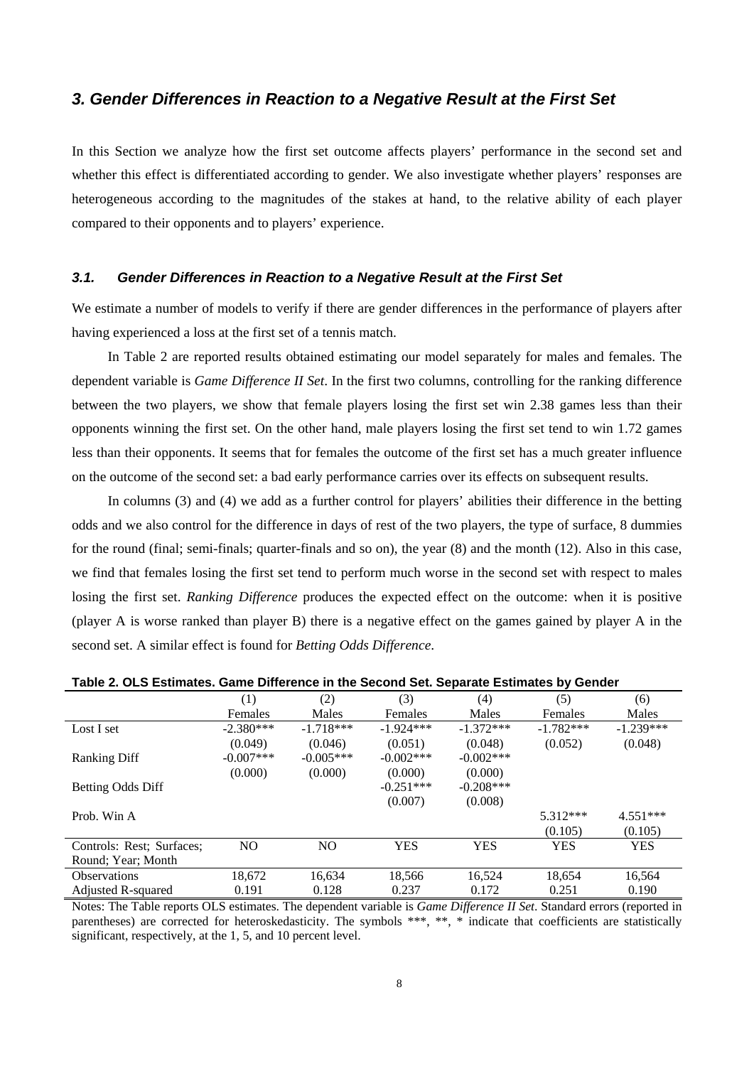## *3. Gender Differences in Reaction to a Negative Result at the First Set*

In this Section we analyze how the first set outcome affects players' performance in the second set and whether this effect is differentiated according to gender. We also investigate whether players' responses are heterogeneous according to the magnitudes of the stakes at hand, to the relative ability of each player compared to their opponents and to players' experience.

### *3.1. Gender Differences in Reaction to a Negative Result at the First Set*

We estimate a number of models to verify if there are gender differences in the performance of players after having experienced a loss at the first set of a tennis match.

In Table 2 are reported results obtained estimating our model separately for males and females. The dependent variable is *Game Difference II Set*. In the first two columns, controlling for the ranking difference between the two players, we show that female players losing the first set win 2.38 games less than their opponents winning the first set. On the other hand, male players losing the first set tend to win 1.72 games less than their opponents. It seems that for females the outcome of the first set has a much greater influence on the outcome of the second set: a bad early performance carries over its effects on subsequent results.

In columns (3) and (4) we add as a further control for players' abilities their difference in the betting odds and we also control for the difference in days of rest of the two players, the type of surface, 8 dummies for the round (final; semi-finals; quarter-finals and so on), the year (8) and the month (12). Also in this case, we find that females losing the first set tend to perform much worse in the second set with respect to males losing the first set. *Ranking Difference* produces the expected effect on the outcome: when it is positive (player A is worse ranked than player B) there is a negative effect on the games gained by player A in the second set. A similar effect is found for *Betting Odds Difference*.

**Table 2. OLS Estimates. Game Difference in the Second Set. Separate Estimates by Gender**

| | (1) | (2) | (3) | (4) | (5) | (6) |
|---|---|---|---|---|---|---|
| | Females | Males | Females | Males | Females | Males |
| Lost I set | -2.380*** | -1.718*** | -1.924*** | -1.372*** | -1.782*** | -1.239*** |
| | (0.049) | (0.046) | (0.051) | (0.048) | (0.052) | (0.048) |
| Ranking Diff | -0.007*** | -0.005*** | -0.002*** | -0.002*** | | |
| | (0.000) | (0.000) | (0.000) | (0.000) | | |
| Betting Odds Diff | | | -0.251*** | -0.208*** | | |
| | | | (0.007) | (0.008) | | |
| Prob. Win A | | | | | 5.312*** | 4.551*** |
| | | | | | (0.105) | (0.105) |
| Controls: Rest; Surfaces; Round; Year; Month | NO | NO | YES | YES | YES | YES |
| Observations | 18,672 | 16,634 | 18,566 | 16,524 | 18,654 | 16,564 |
| Adjusted R-squared | 0.191 | 0.128 | 0.237 | 0.172 | 0.251 | 0.190 |

Notes: The Table reports OLS estimates. The dependent variable is *Game Difference II Set*. Standard errors (reported in parentheses) are corrected for heteroskedasticity. The symbols ***, **, * indicate that coefficients are statistically significant, respectively, at the 1, 5, and 10 percent level.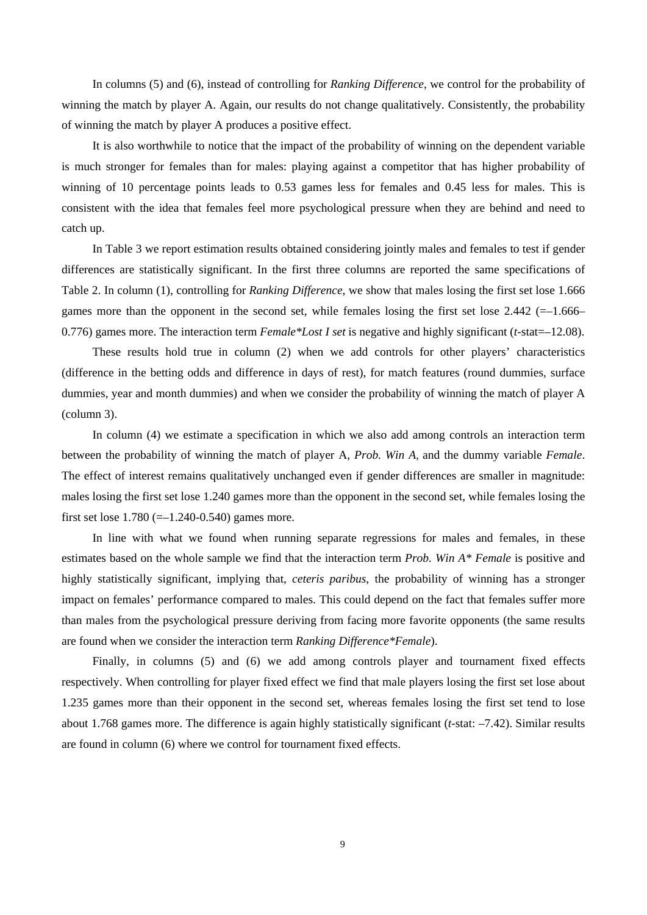In columns (5) and (6), instead of controlling for *Ranking Difference*, we control for the probability of winning the match by player A. Again, our results do not change qualitatively. Consistently, the probability of winning the match by player A produces a positive effect.

It is also worthwhile to notice that the impact of the probability of winning on the dependent variable is much stronger for females than for males: playing against a competitor that has higher probability of winning of 10 percentage points leads to 0.53 games less for females and 0.45 less for males. This is consistent with the idea that females feel more psychological pressure when they are behind and need to catch up.

In Table 3 we report estimation results obtained considering jointly males and females to test if gender differences are statistically significant. In the first three columns are reported the same specifications of Table 2. In column (1), controlling for *Ranking Difference*, we show that males losing the first set lose 1.666 games more than the opponent in the second set, while females losing the first set lose 2.442 (=–1.666–0.776) games more. The interaction term *Female*Lost I set* is negative and highly significant (*t*-stat=–12.08).

These results hold true in column (2) when we add controls for other players' characteristics (difference in the betting odds and difference in days of rest), for match features (round dummies, surface dummies, year and month dummies) and when we consider the probability of winning the match of player A (column 3).

In column (4) we estimate a specification in which we also add among controls an interaction term between the probability of winning the match of player A, *Prob. Win A*, and the dummy variable *Female*. The effect of interest remains qualitatively unchanged even if gender differences are smaller in magnitude: males losing the first set lose 1.240 games more than the opponent in the second set, while females losing the first set lose 1.780 (=–1.240-0.540) games more.

In line with what we found when running separate regressions for males and females, in these estimates based on the whole sample we find that the interaction term *Prob. Win A* Female* is positive and highly statistically significant, implying that, *ceteris paribus*, the probability of winning has a stronger impact on females' performance compared to males. This could depend on the fact that females suffer more than males from the psychological pressure deriving from facing more favorite opponents (the same results are found when we consider the interaction term *Ranking Difference*Female*).

Finally, in columns (5) and (6) we add among controls player and tournament fixed effects respectively. When controlling for player fixed effect we find that male players losing the first set lose about 1.235 games more than their opponent in the second set, whereas females losing the first set tend to lose about 1.768 games more. The difference is again highly statistically significant (*t*-stat: –7.42). Similar results are found in column (6) where we control for tournament fixed effects.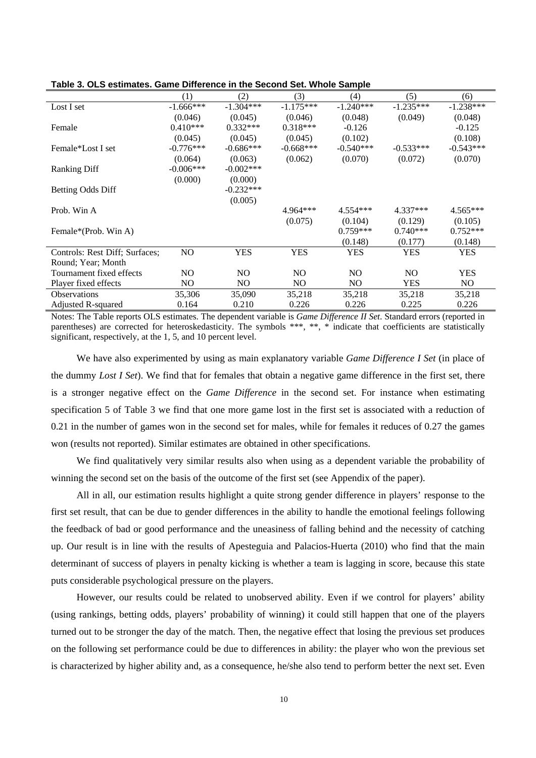**Table 3. OLS estimates. Game Difference in the Second Set. Whole Sample**

| | (1) | (2) | (3) | (4) | (5) | (6) |
|---|---|---|---|---|---|---|
| Lost I set | -1.666*** | -1.304*** | -1.175*** | -1.240*** | -1.235*** | -1.238*** |
| | (0.046) | (0.045) | (0.046) | (0.048) | (0.049) | (0.048) |
| Female | 0.410*** | 0.332*** | 0.318*** | -0.126 | | -0.125 |
| | (0.045) | (0.045) | (0.045) | (0.102) | | (0.108) |
| Female*Lost I set | -0.776*** | -0.686*** | -0.668*** | -0.540*** | -0.533*** | -0.543*** |
| | (0.064) | (0.063) | (0.062) | (0.070) | (0.072) | (0.070) |
| Ranking Diff | -0.006*** | -0.002*** | | | | |
| | (0.000) | (0.000) | | | | |
| Betting Odds Diff | | -0.232*** | | | | |
| | | (0.005) | | | | |
| Prob. Win A | | | 4.964*** | 4.554*** | 4.337*** | 4.565*** |
| | | | (0.075) | (0.104) | (0.129) | (0.105) |
| Female*(Prob. Win A) | | | | 0.759*** | 0.740*** | 0.752*** |
| | | | | (0.148) | (0.177) | (0.148) |
| Controls: Rest Diff; Surfaces; Round; Year; Month | NO | YES | YES | YES | YES | YES |
| Tournament fixed effects | NO | NO | NO | NO | NO | YES |
| Player fixed effects | NO | NO | NO | NO | YES | NO |
| Observations | 35,306 | 35,090 | 35,218 | 35,218 | 35,218 | 35,218 |
| Adjusted R-squared | 0.164 | 0.210 | 0.226 | 0.226 | 0.225 | 0.226 |

Notes: The Table reports OLS estimates. The dependent variable is *Game Difference II Set*. Standard errors (reported in parentheses) are corrected for heteroskedasticity. The symbols ***, **, * indicate that coefficients are statistically significant, respectively, at the 1, 5, and 10 percent level.

We have also experimented by using as main explanatory variable *Game Difference I Set* (in place of the dummy *Lost I Set*). We find that for females that obtain a negative game difference in the first set, there is a stronger negative effect on the *Game Difference* in the second set. For instance when estimating specification 5 of Table 3 we find that one more game lost in the first set is associated with a reduction of 0.21 in the number of games won in the second set for males, while for females it reduces of 0.27 the games won (results not reported). Similar estimates are obtained in other specifications.

We find qualitatively very similar results also when using as a dependent variable the probability of winning the second set on the basis of the outcome of the first set (see Appendix of the paper).

All in all, our estimation results highlight a quite strong gender difference in players' response to the first set result, that can be due to gender differences in the ability to handle the emotional feelings following the feedback of bad or good performance and the uneasiness of falling behind and the necessity of catching up. Our result is in line with the results of Apesteguia and Palacios-Huerta (2010) who find that the main determinant of success of players in penalty kicking is whether a team is lagging in score, because this state puts considerable psychological pressure on the players.

However, our results could be related to unobserved ability. Even if we control for players' ability (using rankings, betting odds, players' probability of winning) it could still happen that one of the players turned out to be stronger the day of the match. Then, the negative effect that losing the previous set produces on the following set performance could be due to differences in ability: the player who won the previous set is characterized by higher ability and, as a consequence, he/she also tend to perform better the next set. Even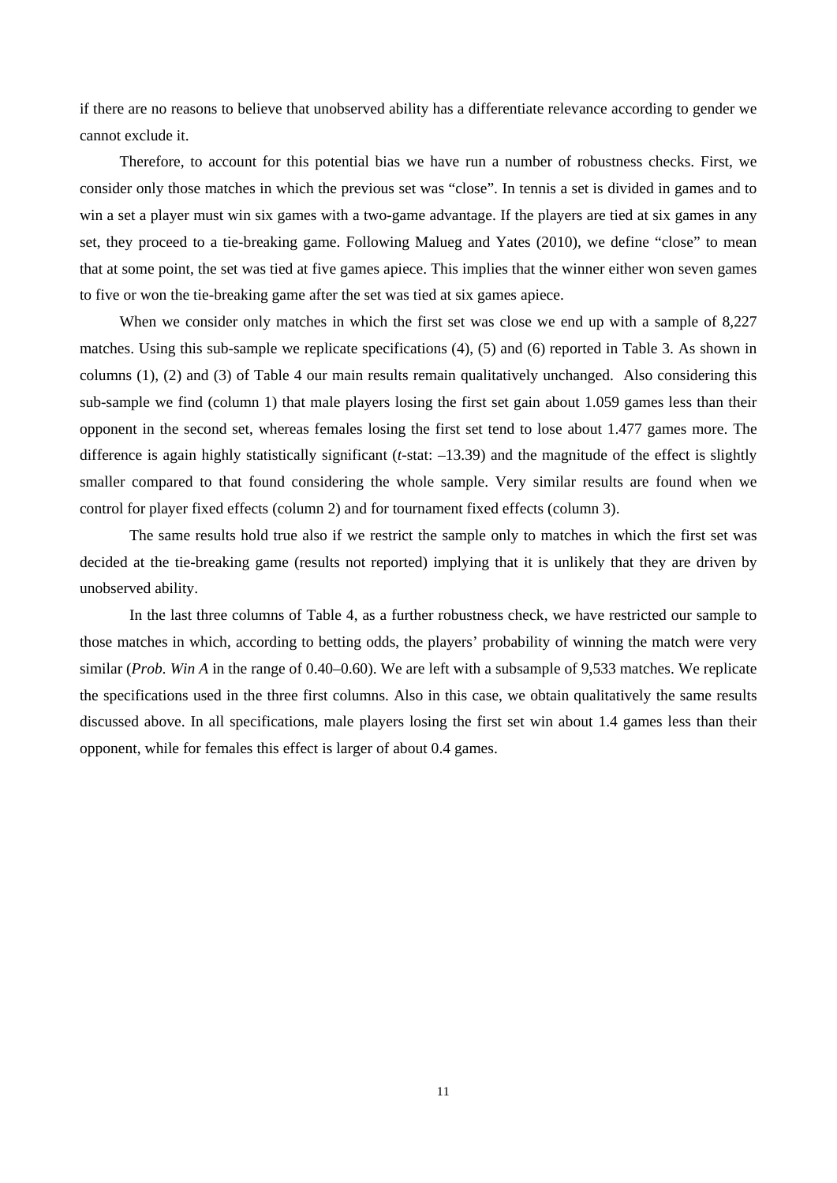if there are no reasons to believe that unobserved ability has a differentiate relevance according to gender we cannot exclude it.

Therefore, to account for this potential bias we have run a number of robustness checks. First, we consider only those matches in which the previous set was "close". In tennis a set is divided in games and to win a set a player must win six games with a two-game advantage. If the players are tied at six games in any set, they proceed to a tie-breaking game. Following Malueg and Yates (2010), we define "close" to mean that at some point, the set was tied at five games apiece. This implies that the winner either won seven games to five or won the tie-breaking game after the set was tied at six games apiece.

When we consider only matches in which the first set was close we end up with a sample of 8,227 matches. Using this sub-sample we replicate specifications (4), (5) and (6) reported in Table 3. As shown in columns (1), (2) and (3) of Table 4 our main results remain qualitatively unchanged. Also considering this sub-sample we find (column 1) that male players losing the first set gain about 1.059 games less than their opponent in the second set, whereas females losing the first set tend to lose about 1.477 games more. The difference is again highly statistically significant (*t*-stat: –13.39) and the magnitude of the effect is slightly smaller compared to that found considering the whole sample. Very similar results are found when we control for player fixed effects (column 2) and for tournament fixed effects (column 3).

The same results hold true also if we restrict the sample only to matches in which the first set was decided at the tie-breaking game (results not reported) implying that it is unlikely that they are driven by unobserved ability.

In the last three columns of Table 4, as a further robustness check, we have restricted our sample to those matches in which, according to betting odds, the players' probability of winning the match were very similar (*Prob. Win A* in the range of 0.40–0.60). We are left with a subsample of 9,533 matches. We replicate the specifications used in the three first columns. Also in this case, we obtain qualitatively the same results discussed above. In all specifications, male players losing the first set win about 1.4 games less than their opponent, while for females this effect is larger of about 0.4 games.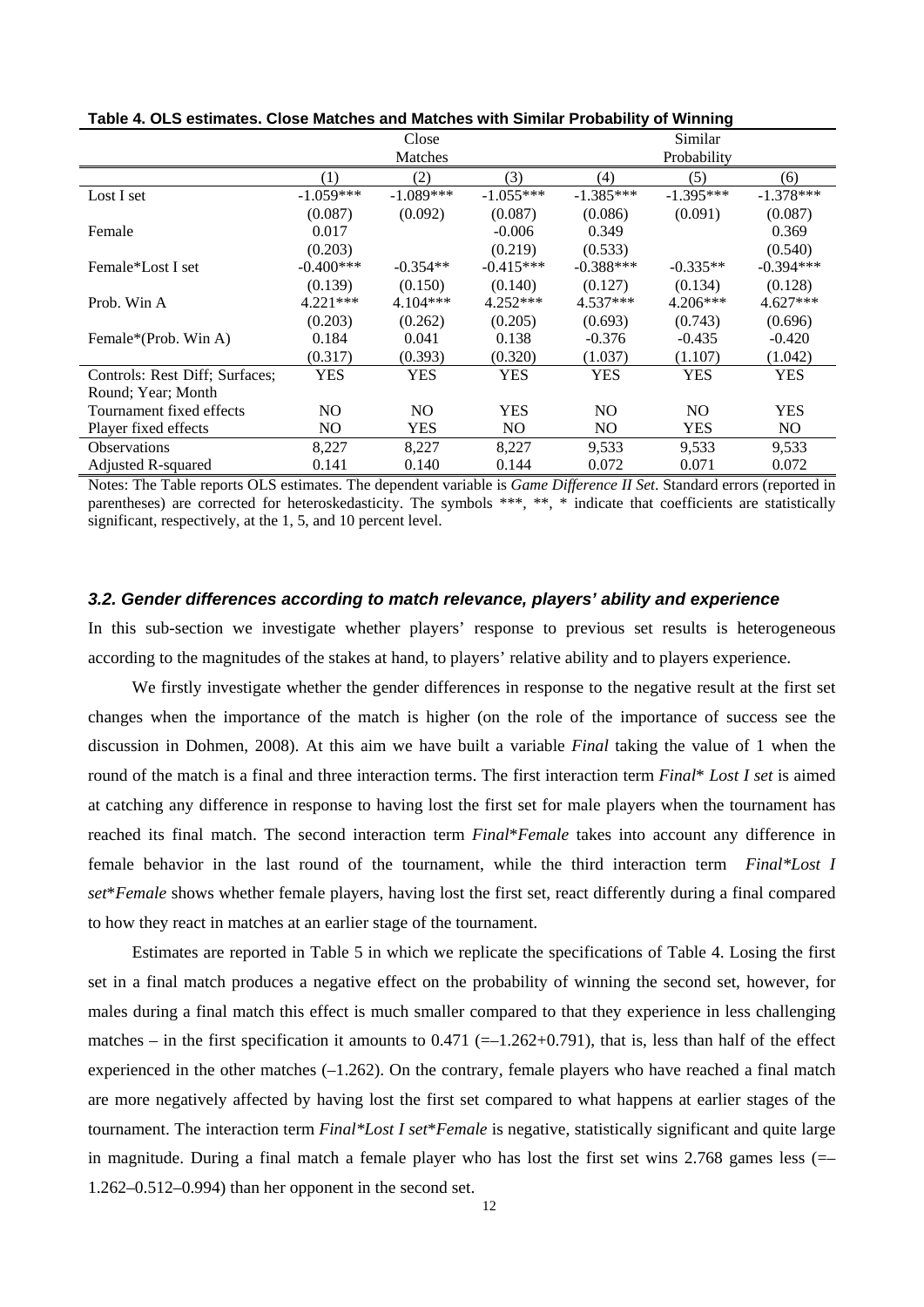**Table 4. OLS estimates. Close Matches and Matches with Similar Probability of Winning**

| | Close Matches | | | Similar Probability | | |
|---|---|---|---|---|---|---|
| | (1) | (2) | (3) | (4) | (5) | (6) |
| Lost I set | -1.059*** | -1.089*** | -1.055*** | -1.385*** | -1.395*** | -1.378*** |
| | (0.087) | (0.092) | (0.087) | (0.086) | (0.091) | (0.087) |
| Female | 0.017 | | -0.006 | 0.349 | | 0.369 |
| | (0.203) | | (0.219) | (0.533) | | (0.540) |
| Female*Lost I set | -0.400*** | -0.354** | -0.415*** | -0.388*** | -0.335** | -0.394*** |
| | (0.139) | (0.150) | (0.140) | (0.127) | (0.134) | (0.128) |
| Prob. Win A | 4.221*** | 4.104*** | 4.252*** | 4.537*** | 4.206*** | 4.627*** |
| | (0.203) | (0.262) | (0.205) | (0.693) | (0.743) | (0.696) |
| Female*(Prob. Win A) | 0.184 | 0.041 | 0.138 | -0.376 | -0.435 | -0.420 |
| | (0.317) | (0.393) | (0.320) | (1.037) | (1.107) | (1.042) |
| Controls: Rest Diff; Surfaces; Round; Year; Month | YES | YES | YES | YES | YES | YES |
| Tournament fixed effects | NO | NO | YES | NO | NO | YES |
| Player fixed effects | NO | YES | NO | NO | YES | NO |
| Observations | 8,227 | 8,227 | 8,227 | 9,533 | 9,533 | 9,533 |
| Adjusted R-squared | 0.141 | 0.140 | 0.144 | 0.072 | 0.071 | 0.072 |

Notes: The Table reports OLS estimates. The dependent variable is *Game Difference II Set*. Standard errors (reported in parentheses) are corrected for heteroskedasticity. The symbols ***, **, * indicate that coefficients are statistically significant, respectively, at the 1, 5, and 10 percent level.

### *3.2. Gender differences according to match relevance, players' ability and experience*

In this sub-section we investigate whether players' response to previous set results is heterogeneous according to the magnitudes of the stakes at hand, to players' relative ability and to players experience.

We firstly investigate whether the gender differences in response to the negative result at the first set changes when the importance of the match is higher (on the role of the importance of success see the discussion in Dohmen, 2008). At this aim we have built a variable *Final* taking the value of 1 when the round of the match is a final and three interaction terms. The first interaction term *Final* * Lost I set* is aimed at catching any difference in response to having lost the first set for male players when the tournament has reached its final match. The second interaction term *Final*\*Female* takes into account any difference in female behavior in the last round of the tournament, while the third interaction term *Final\*Lost I set\*Female* shows whether female players, having lost the first set, react differently during a final compared to how they react in matches at an earlier stage of the tournament.

Estimates are reported in Table 5 in which we replicate the specifications of Table 4. Losing the first set in a final match produces a negative effect on the probability of winning the second set, however, for males during a final match this effect is much smaller compared to that they experience in less challenging matches – in the first specification it amounts to 0.471 (=–1.262+0.791), that is, less than half of the effect experienced in the other matches (–1.262). On the contrary, female players who have reached a final match are more negatively affected by having lost the first set compared to what happens at earlier stages of the tournament. The interaction term *Final\*Lost I set\*Female* is negative, statistically significant and quite large in magnitude. During a final match a female player who has lost the first set wins 2.768 games less (=–1.262–0.512–0.994) than her opponent in the second set.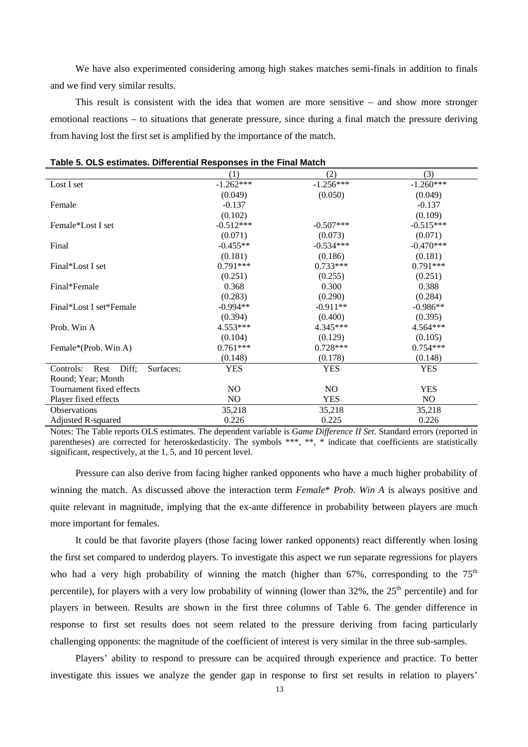We have also experimented considering among high stakes matches semi-finals in addition to finals and we find very similar results.

This result is consistent with the idea that women are more sensitive – and show more stronger emotional reactions – to situations that generate pressure, since during a final match the pressure deriving from having lost the first set is amplified by the importance of the match.

**Table 5. OLS estimates. Differential Responses in the Final Match**

| | (1) | (2) | (3) |
|---|---|---|---|
| Lost I set | -1.262*** | -1.256*** | -1.260*** |
| | (0.049) | (0.050) | (0.049) |
| Female | -0.137 | | -0.137 |
| | (0.102) | | (0.109) |
| Female*Lost I set | -0.512*** | -0.507*** | -0.515*** |
| | (0.071) | (0.073) | (0.071) |
| Final | -0.455** | -0.534*** | -0.470*** |
| | (0.181) | (0.186) | (0.181) |
| Final*Lost I set | 0.791*** | 0.733*** | 0.791*** |
| | (0.251) | (0.255) | (0.251) |
| Final*Female | 0.368 | 0.300 | 0.388 |
| | (0.283) | (0.290) | (0.284) |
| Final*Lost I set*Female | -0.994** | -0.911** | -0.986** |
| | (0.394) | (0.400) | (0.395) |
| Prob. Win A | 4.553*** | 4.345*** | 4.564*** |
| | (0.104) | (0.129) | (0.105) |
| Female*(Prob. Win A) | 0.761*** | 0.728*** | 0.754*** |
| | (0.148) | (0.178) | (0.148) |
| Controls: Rest Diff; Surfaces; Round; Year; Month | YES | YES | YES |
| Tournament fixed effects | NO | NO | YES |
| Player fixed effects | NO | YES | NO |
| Observations | 35,218 | 35,218 | 35,218 |
| Adjusted R-squared | 0.226 | 0.225 | 0.226 |

Notes: The Table reports OLS estimates. The dependent variable is *Game Difference II Set*. Standard errors (reported in parentheses) are corrected for heteroskedasticity. The symbols ***, **, * indicate that coefficients are statistically significant, respectively, at the 1, 5, and 10 percent level.

Pressure can also derive from facing higher ranked opponents who have a much higher probability of winning the match. As discussed above the interaction term *Female* Prob. Win A* is always positive and quite relevant in magnitude, implying that the ex-ante difference in probability between players are much more important for females.

It could be that favorite players (those facing lower ranked opponents) react differently when losing the first set compared to underdog players. To investigate this aspect we run separate regressions for players who had a very high probability of winning the match (higher than 67%, corresponding to the 75th percentile), for players with a very low probability of winning (lower than 32%, the 25th percentile) and for players in between. Results are shown in the first three columns of Table 6. The gender difference in response to first set results does not seem related to the pressure deriving from facing particularly challenging opponents: the magnitude of the coefficient of interest is very similar in the three sub-samples.

Players' ability to respond to pressure can be acquired through experience and practice. To better investigate this issues we analyze the gender gap in response to first set results in relation to players'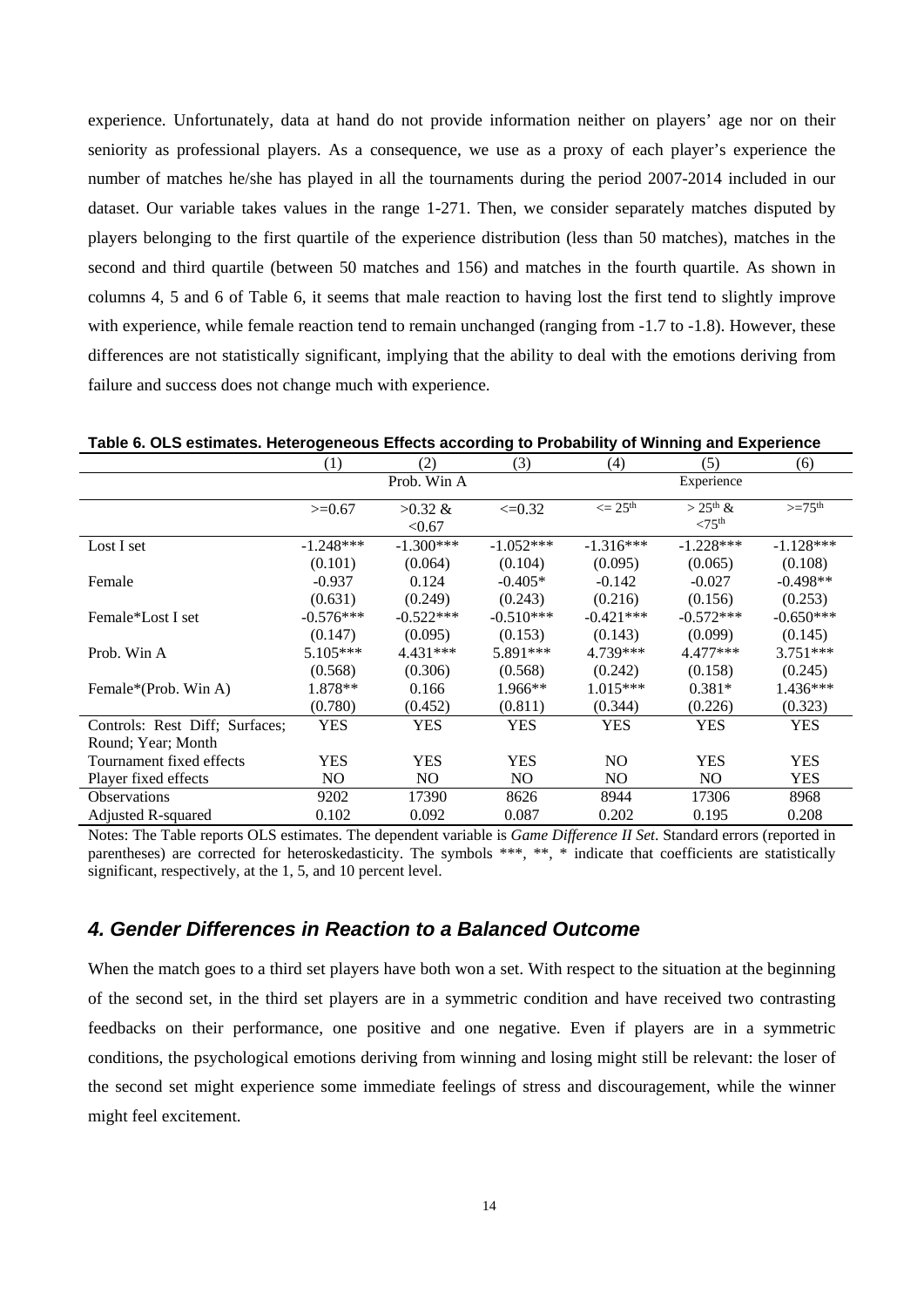experience. Unfortunately, data at hand do not provide information neither on players' age nor on their seniority as professional players. As a consequence, we use as a proxy of each player's experience the number of matches he/she has played in all the tournaments during the period 2007-2014 included in our dataset. Our variable takes values in the range 1-271. Then, we consider separately matches disputed by players belonging to the first quartile of the experience distribution (less than 50 matches), matches in the second and third quartile (between 50 matches and 156) and matches in the fourth quartile. As shown in columns 4, 5 and 6 of Table 6, it seems that male reaction to having lost the first tend to slightly improve with experience, while female reaction tend to remain unchanged (ranging from -1.7 to -1.8). However, these differences are not statistically significant, implying that the ability to deal with the emotions deriving from failure and success does not change much with experience.

**Table 6. OLS estimates. Heterogeneous Effects according to Probability of Winning and Experience**

| | (1) | (2) | (3) | (4) | (5) | (6) |
|---|---|---|---|---|---|---|
| | Prob. Win A | | | Experience | | |
| | >=0.67 | >0.32 & <0.67 | <=0.32 | <= 25th | > 25th & <75th | >=75th |
| Lost I set | -1.248*** | -1.300*** | -1.052*** | -1.316*** | -1.228*** | -1.128*** |
| | (0.101) | (0.064) | (0.104) | (0.095) | (0.065) | (0.108) |
| Female | -0.937 | 0.124 | -0.405* | -0.142 | -0.027 | -0.498** |
| | (0.631) | (0.249) | (0.243) | (0.216) | (0.156) | (0.253) |
| Female*Lost I set | -0.576*** | -0.522*** | -0.510*** | -0.421*** | -0.572*** | -0.650*** |
| | (0.147) | (0.095) | (0.153) | (0.143) | (0.099) | (0.145) |
| Prob. Win A | 5.105*** | 4.431*** | 5.891*** | 4.739*** | 4.477*** | 3.751*** |
| | (0.568) | (0.306) | (0.568) | (0.242) | (0.158) | (0.245) |
| Female*(Prob. Win A) | 1.878** | 0.166 | 1.966** | 1.015*** | 0.381* | 1.436*** |
| | (0.780) | (0.452) | (0.811) | (0.344) | (0.226) | (0.323) |
| Controls: Rest Diff; Surfaces; Round; Year; Month | YES | YES | YES | YES | YES | YES |
| Tournament fixed effects | YES | YES | YES | NO | YES | YES |
| Player fixed effects | NO | NO | NO | NO | NO | YES |
| Observations | 9202 | 17390 | 8626 | 8944 | 17306 | 8968 |
| Adjusted R-squared | 0.102 | 0.092 | 0.087 | 0.202 | 0.195 | 0.208 |

Notes: The Table reports OLS estimates. The dependent variable is *Game Difference II Set*. Standard errors (reported in parentheses) are corrected for heteroskedasticity. The symbols ***, **, * indicate that coefficients are statistically significant, respectively, at the 1, 5, and 10 percent level.

## *4. Gender Differences in Reaction to a Balanced Outcome*

When the match goes to a third set players have both won a set. With respect to the situation at the beginning of the second set, in the third set players are in a symmetric condition and have received two contrasting feedbacks on their performance, one positive and one negative. Even if players are in a symmetric conditions, the psychological emotions deriving from winning and losing might still be relevant: the loser of the second set might experience some immediate feelings of stress and discouragement, while the winner might feel excitement.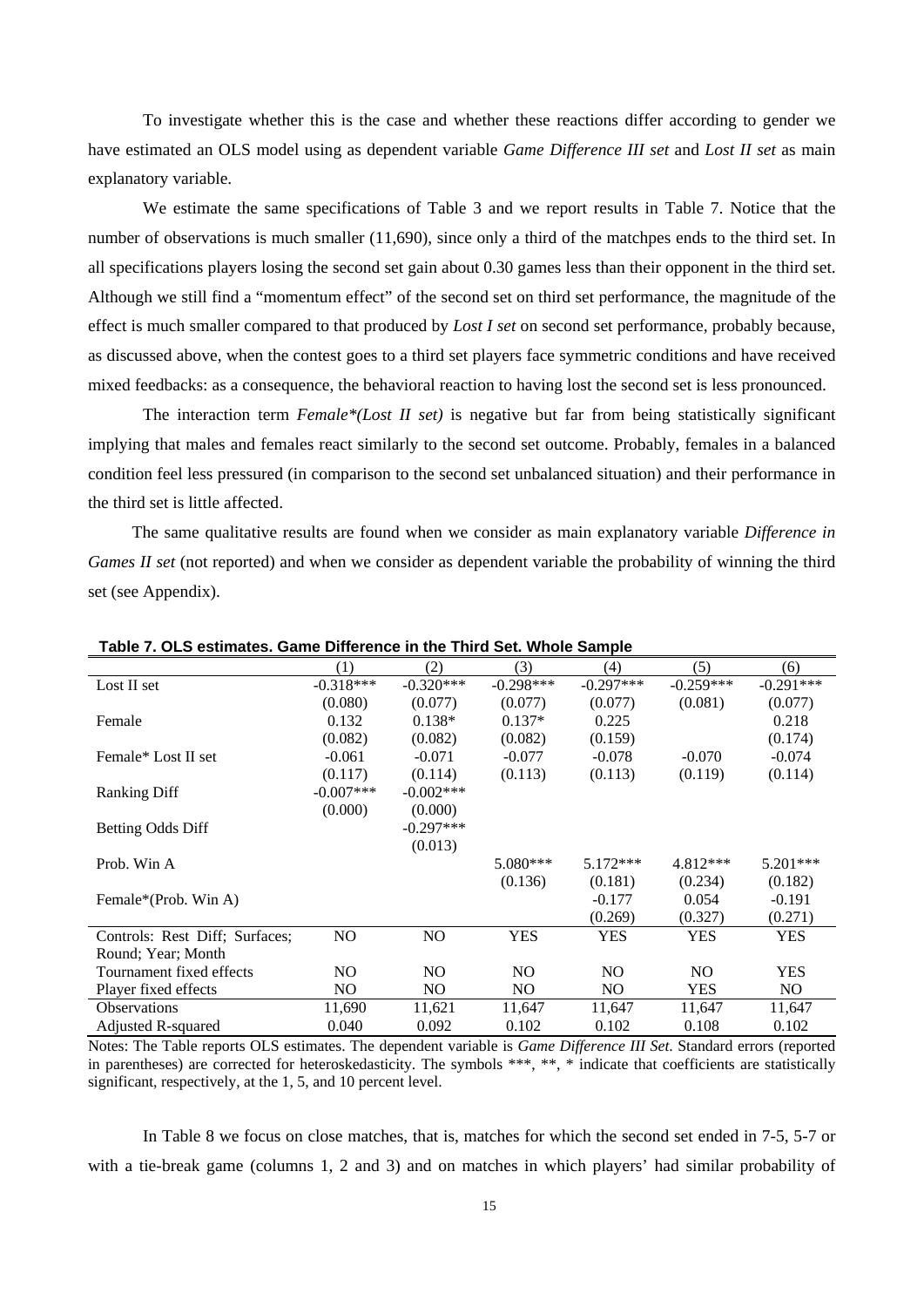To investigate whether this is the case and whether these reactions differ according to gender we have estimated an OLS model using as dependent variable *Game Difference III set* and *Lost II set* as main explanatory variable.

We estimate the same specifications of Table 3 and we report results in Table 7. Notice that the number of observations is much smaller (11,690), since only a third of the matchpes ends to the third set. In all specifications players losing the second set gain about 0.30 games less than their opponent in the third set. Although we still find a "momentum effect" of the second set on third set performance, the magnitude of the effect is much smaller compared to that produced by *Lost I set* on second set performance, probably because, as discussed above, when the contest goes to a third set players face symmetric conditions and have received mixed feedbacks: as a consequence, the behavioral reaction to having lost the second set is less pronounced.

The interaction term *Female\*(Lost II set)* is negative but far from being statistically significant implying that males and females react similarly to the second set outcome. Probably, females in a balanced condition feel less pressured (in comparison to the second set unbalanced situation) and their performance in the third set is little affected.

The same qualitative results are found when we consider as main explanatory variable *Difference in Games II set* (not reported) and when we consider as dependent variable the probability of winning the third set (see Appendix).

**Table 7. OLS estimates. Game Difference in the Third Set. Whole Sample**

| | (1) | (2) | (3) | (4) | (5) | (6) |
|---|---|---|---|---|---|---|
| Lost II set | -0.318*** | -0.320*** | -0.298*** | -0.297*** | -0.259*** | -0.291*** |
| | (0.080) | (0.077) | (0.077) | (0.077) | (0.081) | (0.077) |
| Female | 0.132 | 0.138* | 0.137* | 0.225 | | 0.218 |
| | (0.082) | (0.082) | (0.082) | (0.159) | | (0.174) |
| Female* Lost II set | -0.061 | -0.071 | -0.077 | -0.078 | -0.070 | -0.074 |
| | (0.117) | (0.114) | (0.113) | (0.113) | (0.119) | (0.114) |
| Ranking Diff | -0.007*** | -0.002*** | | | | |
| | (0.000) | (0.000) | | | | |
| Betting Odds Diff | | -0.297*** | | | | |
| | | (0.013) | | | | |
| Prob. Win A | | | 5.080*** | 5.172*** | 4.812*** | 5.201*** |
| | | | (0.136) | (0.181) | (0.234) | (0.182) |
| Female*(Prob. Win A) | | | | -0.177 | 0.054 | -0.191 |
| | | | | (0.269) | (0.327) | (0.271) |
| Controls: Rest Diff; Surfaces; Round; Year; Month | NO | NO | YES | YES | YES | YES |
| Tournament fixed effects | NO | NO | NO | NO | NO | YES |
| Player fixed effects | NO | NO | NO | NO | YES | NO |
| Observations | 11,690 | 11,621 | 11,647 | 11,647 | 11,647 | 11,647 |
| Adjusted R-squared | 0.040 | 0.092 | 0.102 | 0.102 | 0.108 | 0.102 |

Notes: The Table reports OLS estimates. The dependent variable is *Game Difference III Set*. Standard errors (reported in parentheses) are corrected for heteroskedasticity. The symbols ***, **, * indicate that coefficients are statistically significant, respectively, at the 1, 5, and 10 percent level.

In Table 8 we focus on close matches, that is, matches for which the second set ended in 7-5, 5-7 or with a tie-break game (columns 1, 2 and 3) and on matches in which players' had similar probability of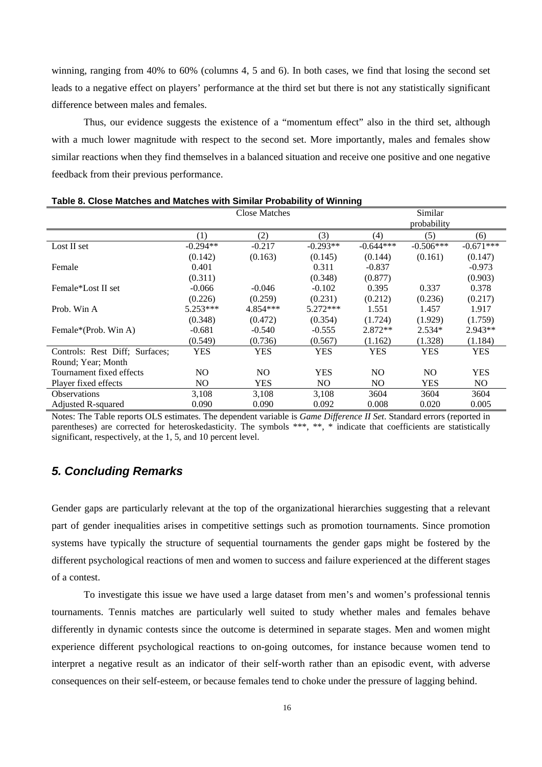winning, ranging from 40% to 60% (columns 4, 5 and 6). In both cases, we find that losing the second set leads to a negative effect on players' performance at the third set but there is not any statistically significant difference between males and females.

Thus, our evidence suggests the existence of a "momentum effect" also in the third set, although with a much lower magnitude with respect to the second set. More importantly, males and females show similar reactions when they find themselves in a balanced situation and receive one positive and one negative feedback from their previous performance.

**Table 8. Close Matches and Matches with Similar Probability of Winning**

| | Close Matches | | | Similar probability | | |
|---|---|---|---|---|---|---|
| | (1) | (2) | (3) | (4) | (5) | (6) |
| Lost II set | -0.294** | -0.217 | -0.293** | -0.644*** | -0.506*** | -0.671*** |
| | (0.142) | (0.163) | (0.145) | (0.144) | (0.161) | (0.147) |
| Female | 0.401 | | 0.311 | -0.837 | | -0.973 |
| | (0.311) | | (0.348) | (0.877) | | (0.903) |
| Female*Lost II set | -0.066 | -0.046 | -0.102 | 0.395 | 0.337 | 0.378 |
| | (0.226) | (0.259) | (0.231) | (0.212) | (0.236) | (0.217) |
| Prob. Win A | 5.253*** | 4.854*** | 5.272*** | 1.551 | 1.457 | 1.917 |
| | (0.348) | (0.472) | (0.354) | (1.724) | (1.929) | (1.759) |
| Female*(Prob. Win A) | -0.681 | -0.540 | -0.555 | 2.872** | 2.534* | 2.943** |
| | (0.549) | (0.736) | (0.567) | (1.162) | (1.328) | (1.184) |
| Controls: Rest Diff; Surfaces; Round; Year; Month | YES | YES | YES | YES | YES | YES |
| Tournament fixed effects | NO | NO | YES | NO | NO | YES |
| Player fixed effects | NO | YES | NO | NO | YES | NO |
| Observations | 3,108 | 3,108 | 3,108 | 3604 | 3604 | 3604 |
| Adjusted R-squared | 0.090 | 0.090 | 0.092 | 0.008 | 0.020 | 0.005 |

Notes: The Table reports OLS estimates. The dependent variable is *Game Difference II Set*. Standard errors (reported in parentheses) are corrected for heteroskedasticity. The symbols ***, **, * indicate that coefficients are statistically significant, respectively, at the 1, 5, and 10 percent level.

## *5. Concluding Remarks*

Gender gaps are particularly relevant at the top of the organizational hierarchies suggesting that a relevant part of gender inequalities arises in competitive settings such as promotion tournaments. Since promotion systems have typically the structure of sequential tournaments the gender gaps might be fostered by the different psychological reactions of men and women to success and failure experienced at the different stages of a contest.

To investigate this issue we have used a large dataset from men's and women's professional tennis tournaments. Tennis matches are particularly well suited to study whether males and females behave differently in dynamic contests since the outcome is determined in separate stages. Men and women might experience different psychological reactions to on-going outcomes, for instance because women tend to interpret a negative result as an indicator of their self-worth rather than an episodic event, with adverse consequences on their self-esteem, or because females tend to choke under the pressure of lagging behind.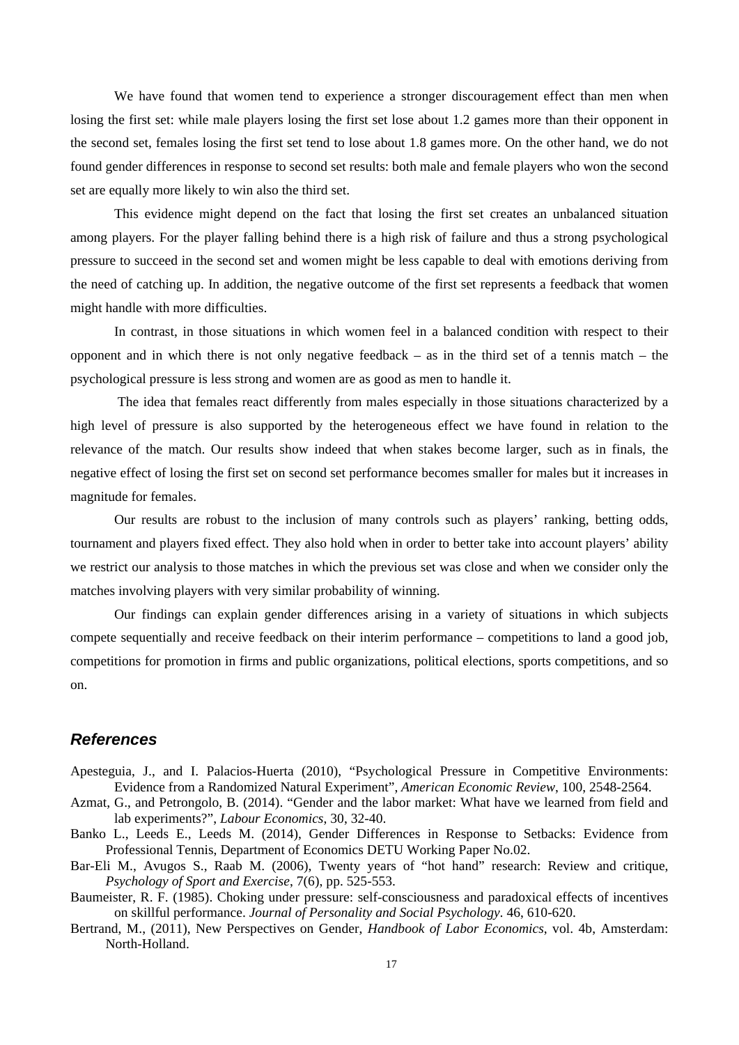We have found that women tend to experience a stronger discouragement effect than men when losing the first set: while male players losing the first set lose about 1.2 games more than their opponent in the second set, females losing the first set tend to lose about 1.8 games more. On the other hand, we do not found gender differences in response to second set results: both male and female players who won the second set are equally more likely to win also the third set.

This evidence might depend on the fact that losing the first set creates an unbalanced situation among players. For the player falling behind there is a high risk of failure and thus a strong psychological pressure to succeed in the second set and women might be less capable to deal with emotions deriving from the need of catching up. In addition, the negative outcome of the first set represents a feedback that women might handle with more difficulties.

In contrast, in those situations in which women feel in a balanced condition with respect to their opponent and in which there is not only negative feedback – as in the third set of a tennis match – the psychological pressure is less strong and women are as good as men to handle it.

The idea that females react differently from males especially in those situations characterized by a high level of pressure is also supported by the heterogeneous effect we have found in relation to the relevance of the match. Our results show indeed that when stakes become larger, such as in finals, the negative effect of losing the first set on second set performance becomes smaller for males but it increases in magnitude for females.

Our results are robust to the inclusion of many controls such as players' ranking, betting odds, tournament and players fixed effect. They also hold when in order to better take into account players' ability we restrict our analysis to those matches in which the previous set was close and when we consider only the matches involving players with very similar probability of winning.

Our findings can explain gender differences arising in a variety of situations in which subjects compete sequentially and receive feedback on their interim performance – competitions to land a good job, competitions for promotion in firms and public organizations, political elections, sports competitions, and so on.

## References

Apesteguia, J., and I. Palacios-Huerta (2010), "Psychological Pressure in Competitive Environments: Evidence from a Randomized Natural Experiment", *American Economic Review*, 100, 2548-2564.

Azmat, G., and Petrongolo, B. (2014). "Gender and the labor market: What have we learned from field and lab experiments?", *Labour Economics*, 30, 32-40.

Banko L., Leeds E., Leeds M. (2014), Gender Differences in Response to Setbacks: Evidence from Professional Tennis, Department of Economics DETU Working Paper No.02.

Bar-Eli M., Avugos S., Raab M. (2006), Twenty years of "hot hand" research: Review and critique, *Psychology of Sport and Exercise*, 7(6), pp. 525-553.

Baumeister, R. F. (1985). Choking under pressure: self-consciousness and paradoxical effects of incentives on skillful performance. *Journal of Personality and Social Psychology*. 46, 610-620.

Bertrand, M., (2011), New Perspectives on Gender, *Handbook of Labor Economics*, vol. 4b, Amsterdam: North-Holland.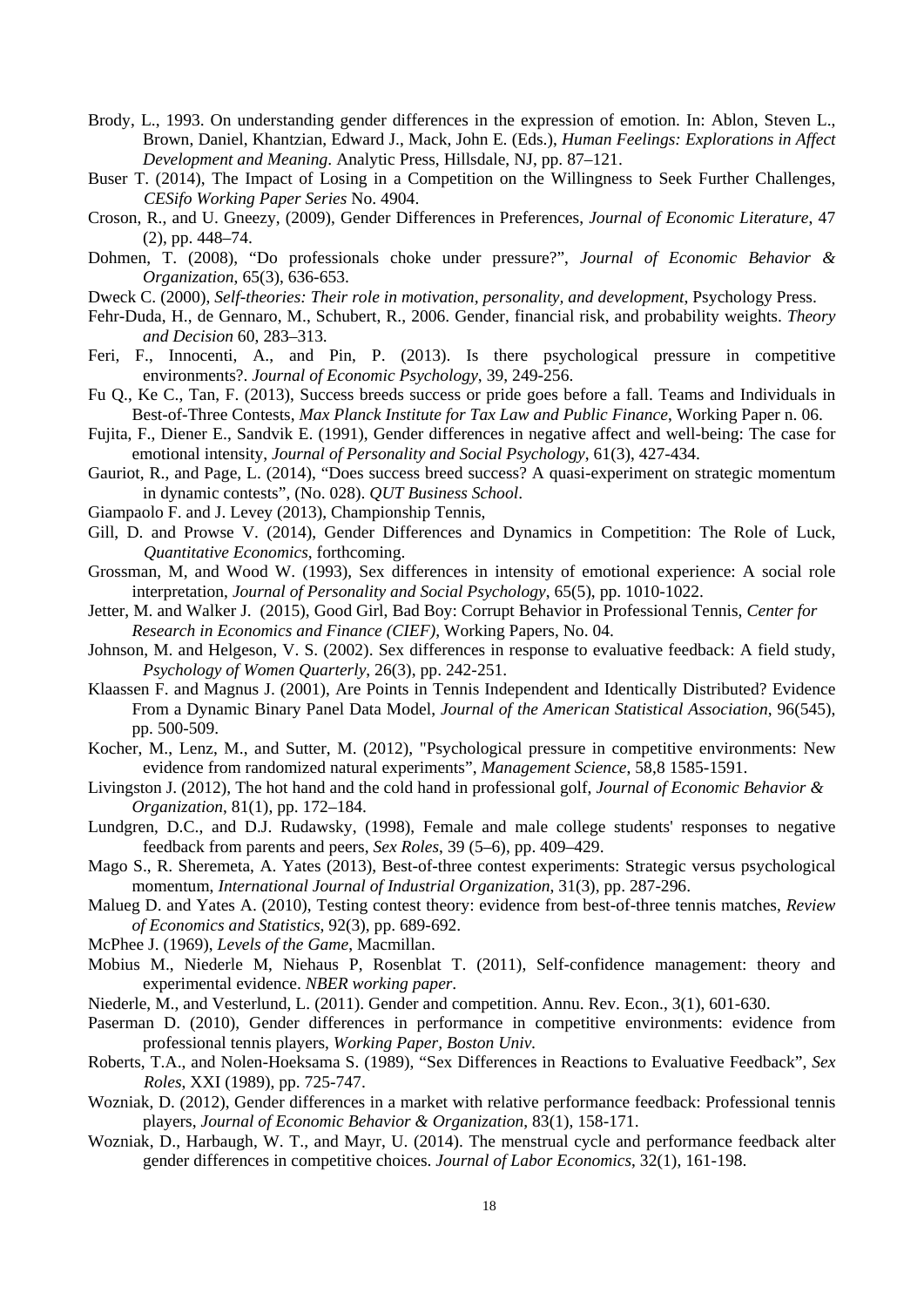Brody, L., 1993. On understanding gender differences in the expression of emotion. In: Ablon, Steven L., Brown, Daniel, Khantzian, Edward J., Mack, John E. (Eds.), *Human Feelings: Explorations in Affect Development and Meaning*. Analytic Press, Hillsdale, NJ, pp. 87–121.

Buser T. (2014), The Impact of Losing in a Competition on the Willingness to Seek Further Challenges, *CESifo Working Paper Series* No. 4904.

Croson, R., and U. Gneezy, (2009), Gender Differences in Preferences, *Journal of Economic Literature*, 47 (2), pp. 448–74.

Dohmen, T. (2008), "Do professionals choke under pressure?", *Journal of Economic Behavior & Organization*, 65(3), 636-653.

Dweck C. (2000), *Self-theories: Their role in motivation, personality, and development*, Psychology Press.

Fehr-Duda, H., de Gennaro, M., Schubert, R., 2006. Gender, financial risk, and probability weights. *Theory and Decision* 60, 283–313.

Feri, F., Innocenti, A., and Pin, P. (2013). Is there psychological pressure in competitive environments?. *Journal of Economic Psychology*, 39, 249-256.

Fu Q., Ke C., Tan, F. (2013), Success breeds success or pride goes before a fall. Teams and Individuals in Best-of-Three Contests, *Max Planck Institute for Tax Law and Public Finance*, Working Paper n. 06.

Fujita, F., Diener E., Sandvik E. (1991), Gender differences in negative affect and well-being: The case for emotional intensity, *Journal of Personality and Social Psychology*, 61(3), 427-434.

Gauriot, R., and Page, L. (2014), "Does success breed success? A quasi-experiment on strategic momentum in dynamic contests", (No. 028). *QUT Business School*.

Giampaolo F. and J. Levey (2013), Championship Tennis,

Gill, D. and Prowse V. (2014), Gender Differences and Dynamics in Competition: The Role of Luck, *Quantitative Economics*, forthcoming.

Grossman, M, and Wood W. (1993), Sex differences in intensity of emotional experience: A social role interpretation, *Journal of Personality and Social Psychology*, 65(5), pp. 1010-1022.

Jetter, M. and Walker J. (2015), Good Girl, Bad Boy: Corrupt Behavior in Professional Tennis, *Center for Research in Economics and Finance (CIEF)*, Working Papers, No. 04.

Johnson, M. and Helgeson, V. S. (2002). Sex differences in response to evaluative feedback: A field study, *Psychology of Women Quarterly*, 26(3), pp. 242-251.

Klaassen F. and Magnus J. (2001), Are Points in Tennis Independent and Identically Distributed? Evidence From a Dynamic Binary Panel Data Model, *Journal of the American Statistical Association*, 96(545), pp. 500-509.

Kocher, M., Lenz, M., and Sutter, M. (2012), "Psychological pressure in competitive environments: New evidence from randomized natural experiments", *Management Science*, 58,8 1585-1591.

Livingston J. (2012), The hot hand and the cold hand in professional golf, *Journal of Economic Behavior & Organization*, 81(1), pp. 172–184.

Lundgren, D.C., and D.J. Rudawsky, (1998), Female and male college students' responses to negative feedback from parents and peers, *Sex Roles*, 39 (5–6), pp. 409–429.

Mago S., R. Sheremeta, A. Yates (2013), Best-of-three contest experiments: Strategic versus psychological momentum, *International Journal of Industrial Organization*, 31(3), pp. 287-296.

Malueg D. and Yates A. (2010), Testing contest theory: evidence from best-of-three tennis matches, *Review of Economics and Statistics*, 92(3), pp. 689-692.

McPhee J. (1969), *Levels of the Game*, Macmillan.

Mobius M., Niederle M, Niehaus P, Rosenblat T. (2011), Self-confidence management: theory and experimental evidence. *NBER working paper*.

Niederle, M., and Vesterlund, L. (2011). Gender and competition. Annu. Rev. Econ., 3(1), 601-630.

Paserman D. (2010), Gender differences in performance in competitive environments: evidence from professional tennis players, *Working Paper, Boston Univ*.

Roberts, T.A., and Nolen-Hoeksama S. (1989), "Sex Differences in Reactions to Evaluative Feedback", *Sex Roles*, XXI (1989), pp. 725-747.

Wozniak, D. (2012), Gender differences in a market with relative performance feedback: Professional tennis players, *Journal of Economic Behavior & Organization*, 83(1), 158-171.

Wozniak, D., Harbaugh, W. T., and Mayr, U. (2014). The menstrual cycle and performance feedback alter gender differences in competitive choices. *Journal of Labor Economics*, 32(1), 161-198.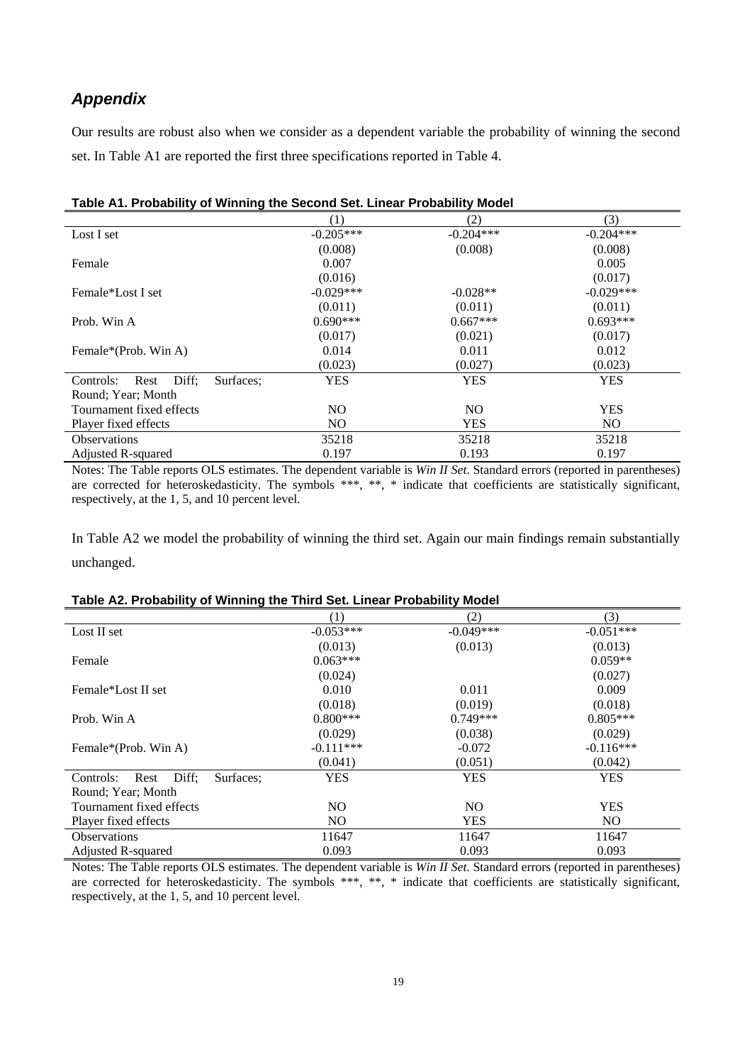## *Appendix*

Our results are robust also when we consider as a dependent variable the probability of winning the second set. In Table A1 are reported the first three specifications reported in Table 4.

**Table A1. Probability of Winning the Second Set. Linear Probability Model**

| | (1) | (2) | (3) |
|---|---|---|---|
| Lost I set | -0.205*** | -0.204*** | -0.204*** |
| | (0.008) | (0.008) | (0.008) |
| Female | 0.007 | | 0.005 |
| | (0.016) | | (0.017) |
| Female*Lost I set | -0.029*** | -0.028** | -0.029*** |
| | (0.011) | (0.011) | (0.011) |
| Prob. Win A | 0.690*** | 0.667*** | 0.693*** |
| | (0.017) | (0.021) | (0.017) |
| Female*(Prob. Win A) | 0.014 | 0.011 | 0.012 |
| | (0.023) | (0.027) | (0.023) |
| Controls: Rest Diff; Surfaces; Round; Year; Month | YES | YES | YES |
| Tournament fixed effects | NO | NO | YES |
| Player fixed effects | NO | YES | NO |
| Observations | 35218 | 35218 | 35218 |
| Adjusted R-squared | 0.197 | 0.193 | 0.197 |

Notes: The Table reports OLS estimates. The dependent variable is *Win II Set.* Standard errors (reported in parentheses) are corrected for heteroskedasticity. The symbols ***, **, * indicate that coefficients are statistically significant, respectively, at the 1, 5, and 10 percent level.

In Table A2 we model the probability of winning the third set. Again our main findings remain substantially unchanged.

**Table A2. Probability of Winning the Third Set. Linear Probability Model**

| | (1) | (2) | (3) |
|---|---|---|---|
| Lost II set | -0.053*** | -0.049*** | -0.051*** |
| | (0.013) | (0.013) | (0.013) |
| Female | 0.063*** | | 0.059** |
| | (0.024) | | (0.027) |
| Female*Lost II set | 0.010 | 0.011 | 0.009 |
| | (0.018) | (0.019) | (0.018) |
| Prob. Win A | 0.800*** | 0.749*** | 0.805*** |
| | (0.029) | (0.038) | (0.029) |
| Female*(Prob. Win A) | -0.111*** | -0.072 | -0.116*** |
| | (0.041) | (0.051) | (0.042) |
| Controls: Rest Diff; Surfaces; Round; Year; Month | YES | YES | YES |
| Tournament fixed effects | NO | NO | YES |
| Player fixed effects | NO | YES | NO |
| Observations | 11647 | 11647 | 11647 |
| Adjusted R-squared | 0.093 | 0.093 | 0.093 |

Notes: The Table reports OLS estimates. The dependent variable is *Win II Set.* Standard errors (reported in parentheses) are corrected for heteroskedasticity. The symbols ***, **, * indicate that coefficients are statistically significant, respectively, at the 1, 5, and 10 percent level.